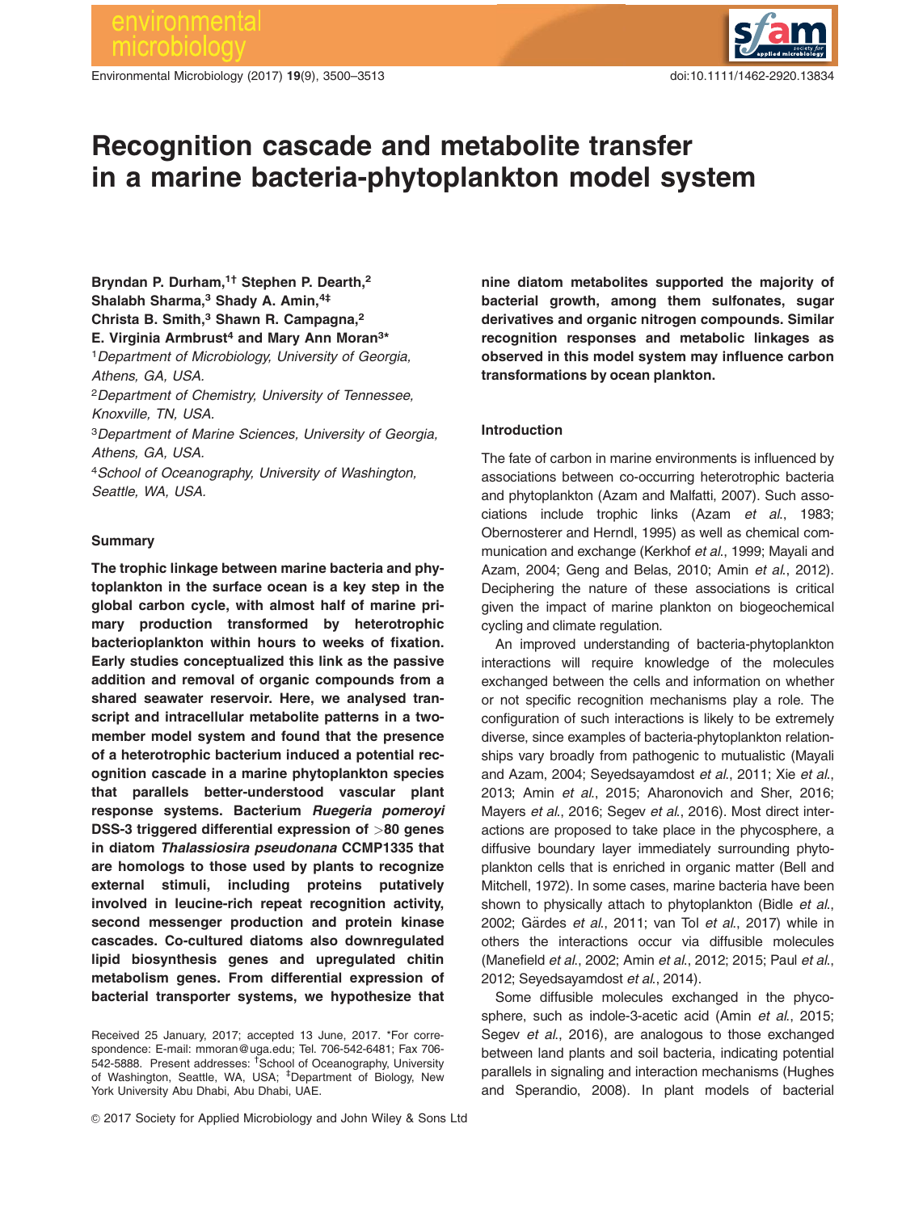# Recognition cascade and metabolite transfer in a marine bacteria-phytoplankton model system

**Bryndan P. Durham,[1†] Stephen P. Dearth,[2] Shalabh Sharma,[3] Shady A. Amin,[4‡] Christa B. Smith,[3] Shawn R. Campagna,[2] E. Virginia Armbrust[4] and Mary Ann Moran[3]***

[1]*Department of Microbiology, University of Georgia, Athens, GA, USA.*
[2]*Department of Chemistry, University of Tennessee, Knoxville, TN, USA.*
[3]*Department of Marine Sciences, University of Georgia, Athens, GA, USA.*
[4]*School of Oceanography, University of Washington, Seattle, WA, USA.*

## Summary

**The trophic linkage between marine bacteria and phytoplankton in the surface ocean is a key step in the global carbon cycle, with almost half of marine primary production transformed by heterotrophic bacterioplankton within hours to weeks of fixation. Early studies conceptualized this link as the passive addition and removal of organic compounds from a shared seawater reservoir. Here, we analysed transcript and intracellular metabolite patterns in a two-member model system and found that the presence of a heterotrophic bacterium induced a potential recognition cascade in a marine phytoplankton species that parallels better-understood vascular plant response systems. Bacterium *Ruegeria pomeroyi* DSS-3 triggered differential expression of >80 genes in diatom *Thalassiosira pseudonana* CCMP1335 that are homologs to those used by plants to recognize external stimuli, including proteins putatively involved in leucine-rich repeat recognition activity, second messenger production and protein kinase cascades. Co-cultured diatoms also downregulated lipid biosynthesis genes and upregulated chitin metabolism genes. From differential expression of bacterial transporter systems, we hypothesize that nine diatom metabolites supported the majority of bacterial growth, among them sulfonates, sugar derivatives and organic nitrogen compounds. Similar recognition responses and metabolic linkages as observed in this model system may influence carbon transformations by ocean plankton.**

Received 25 January, 2017; accepted 13 June, 2017. *For correspondence: E-mail: mmoran@uga.edu; Tel. 706-542-6481; Fax 706-542-5888. Present addresses: †School of Oceanography, University of Washington, Seattle, WA, USA; ‡Department of Biology, New York University Abu Dhabi, Abu Dhabi, UAE.

© 2017 Society for Applied Microbiology and John Wiley & Sons Ltd

## Introduction

The fate of carbon in marine environments is influenced by associations between co-occurring heterotrophic bacteria and phytoplankton (Azam and Malfatti, 2007). Such associations include trophic links (Azam *et al.*, 1983; Obernosterer and Herndl, 1995) as well as chemical communication and exchange (Kerkhof *et al.*, 1999; Mayali and Azam, 2004; Geng and Belas, 2010; Amin *et al.*, 2012). Deciphering the nature of these associations is critical given the impact of marine plankton on biogeochemical cycling and climate regulation.

An improved understanding of bacteria-phytoplankton interactions will require knowledge of the molecules exchanged between the cells and information on whether or not specific recognition mechanisms play a role. The configuration of such interactions is likely to be extremely diverse, since examples of bacteria-phytoplankton relationships vary broadly from pathogenic to mutualistic (Mayali and Azam, 2004; Seyedsayamdost *et al.*, 2011; Xie *et al.*, 2013; Amin *et al.*, 2015; Aharonovich and Sher, 2016; Mayers *et al.*, 2016; Segev *et al.*, 2016). Most direct interactions are proposed to take place in the phycosphere, a diffusive boundary layer immediately surrounding phytoplankton cells that is enriched in organic matter (Bell and Mitchell, 1972). In some cases, marine bacteria have been shown to physically attach to phytoplankton (Bidle *et al.*, 2002; Gärdes *et al.*, 2011; van Tol *et al.*, 2017) while in others the interactions occur via diffusible molecules (Manefield *et al.*, 2002; Amin *et al.*, 2012; 2015; Paul *et al.*, 2012; Seyedsayamdost *et al.*, 2014).

Some diffusible molecules exchanged in the phycosphere, such as indole-3-acetic acid (Amin *et al.*, 2015; Segev *et al.*, 2016), are analogous to those exchanged between land plants and soil bacteria, indicating potential parallels in signaling and interaction mechanisms (Hughes and Sperandio, 2008). In plant models of bacterial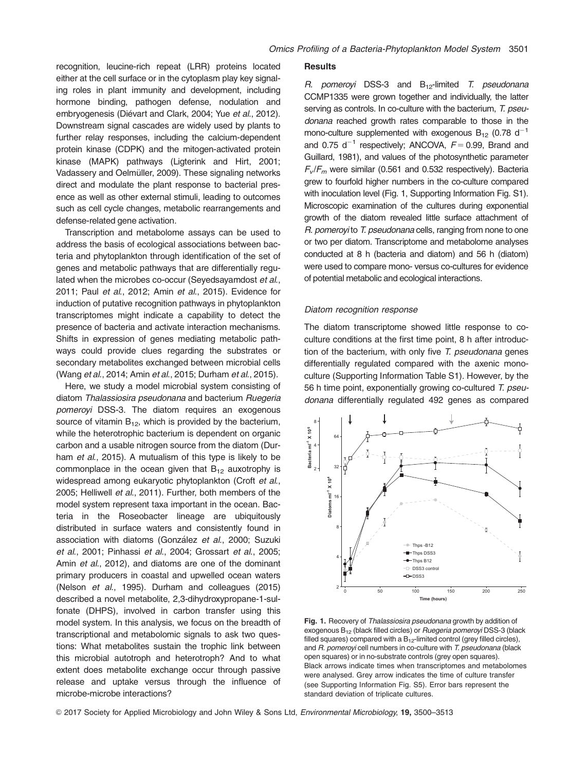recognition, leucine-rich repeat (LRR) proteins located either at the cell surface or in the cytoplasm play key signaling roles in plant immunity and development, including hormone binding, pathogen defense, nodulation and embryogenesis (Diévart and Clark, 2004; Yue *et al.*, 2012). Downstream signal cascades are widely used by plants to further relay responses, including the calcium-dependent protein kinase (CDPK) and the mitogen-activated protein kinase (MAPK) pathways (Ligterink and Hirt, 2001; Vadassery and Oelmüller, 2009). These signaling networks direct and modulate the plant response to bacterial presence as well as other external stimuli, leading to outcomes such as cell cycle changes, metabolic rearrangements and defense-related gene activation.

Transcription and metabolome assays can be used to address the basis of ecological associations between bacteria and phytoplankton through identification of the set of genes and metabolic pathways that are differentially regulated when the microbes co-occur (Seyedsayamdost *et al.*, 2011; Paul *et al.*, 2012; Amin *et al.*, 2015). Evidence for induction of putative recognition pathways in phytoplankton transcriptomes might indicate a capability to detect the presence of bacteria and activate interaction mechanisms. Shifts in expression of genes mediating metabolic pathways could provide clues regarding the substrates or secondary metabolites exchanged between microbial cells (Wang *et al.*, 2014; Amin *et al.*, 2015; Durham *et al.*, 2015).

Here, we study a model microbial system consisting of diatom *Thalassiosira pseudonana* and bacterium *Ruegeria pomeroyi* DSS-3. The diatom requires an exogenous source of vitamin $B_{12}$, which is provided by the bacterium, while the heterotrophic bacterium is dependent on organic carbon and a usable nitrogen source from the diatom (Durham *et al.*, 2015). A mutualism of this type is likely to be commonplace in the ocean given that $B_{12}$ auxotrophy is widespread among eukaryotic phytoplankton (Croft *et al.*, 2005; Helliwell *et al.*, 2011). Further, both members of the model system represent taxa important in the ocean. Bacteria in the Roseobacter lineage are ubiquitously distributed in surface waters and consistently found in association with diatoms (González *et al.*, 2000; Suzuki *et al.*, 2001; Pinhassi *et al.*, 2004; Grossart *et al.*, 2005; Amin *et al.*, 2012), and diatoms are one of the dominant primary producers in coastal and upwelled ocean waters (Nelson *et al.*, 1995). Durham and colleagues (2015) described a novel metabolite, 2,3-dihydroxypropane-1-sulfonate (DHPS), involved in carbon transfer using this model system. In this analysis, we focus on the breadth of transcriptional and metabolomic signals to ask two questions: What metabolites sustain the trophic link between this microbial autotroph and heterotroph? And to what extent does metabolite exchange occur through passive release and uptake versus through the influence of microbe-microbe interactions?

## Results

*R. pomeroyi* DSS-3 and $B_{12}$-limited *T. pseudonana* CCMP1335 were grown together and individually, the latter serving as controls. In co-culture with the bacterium, *T. pseudonana* reached growth rates comparable to those in the mono-culture supplemented with exogenous $B_{12}$ (0.78 $d^{-1}$ and 0.75 $d^{-1}$ respectively; ANCOVA, $F = 0.99$, Brand and Guillard, 1981), and values of the photosynthetic parameter $F_v/F_m$ were similar (0.561 and 0.532 respectively). Bacteria grew to fourfold higher numbers in the co-culture compared with inoculation level (Fig. 1, Supporting Information Fig. S1). Microscopic examination of the cultures during exponential growth of the diatom revealed little surface attachment of *R. pomeroyi* to *T. pseudonana* cells, ranging from none to one or two per diatom. Transcriptome and metabolome analyses conducted at 8 h (bacteria and diatom) and 56 h (diatom) were used to compare mono- versus co-cultures for evidence of potential metabolic and ecological interactions.

### Diatom recognition response

The diatom transcriptome showed little response to co-culture conditions at the first time point, 8 h after introduction of the bacterium, with only five *T. pseudonana* genes differentially regulated compared with the axenic mono-culture (Supporting Information Table S1). However, by the 56 h time point, exponentially growing co-cultured *T. pseudonana* differentially regulated 492 genes as compared

**Fig. 1.** Recovery of *Thalassiosira pseudonana* growth by addition of exogenous $B_{12}$ (black filled circles) or *Ruegeria pomeroyi* DSS-3 (black filled squares) compared with a $B_{12}$-limited control (grey filled circles), and *R. pomeroyi* cell numbers in co-culture with *T. pseudonana* (black open squares) or in no-substrate controls (grey open squares). Black arrows indicate times when transcriptomes and metabolomes were analysed. Grey arrow indicates the time of culture transfer (see Supporting Information Fig. S5). Error bars represent the standard deviation of triplicate cultures.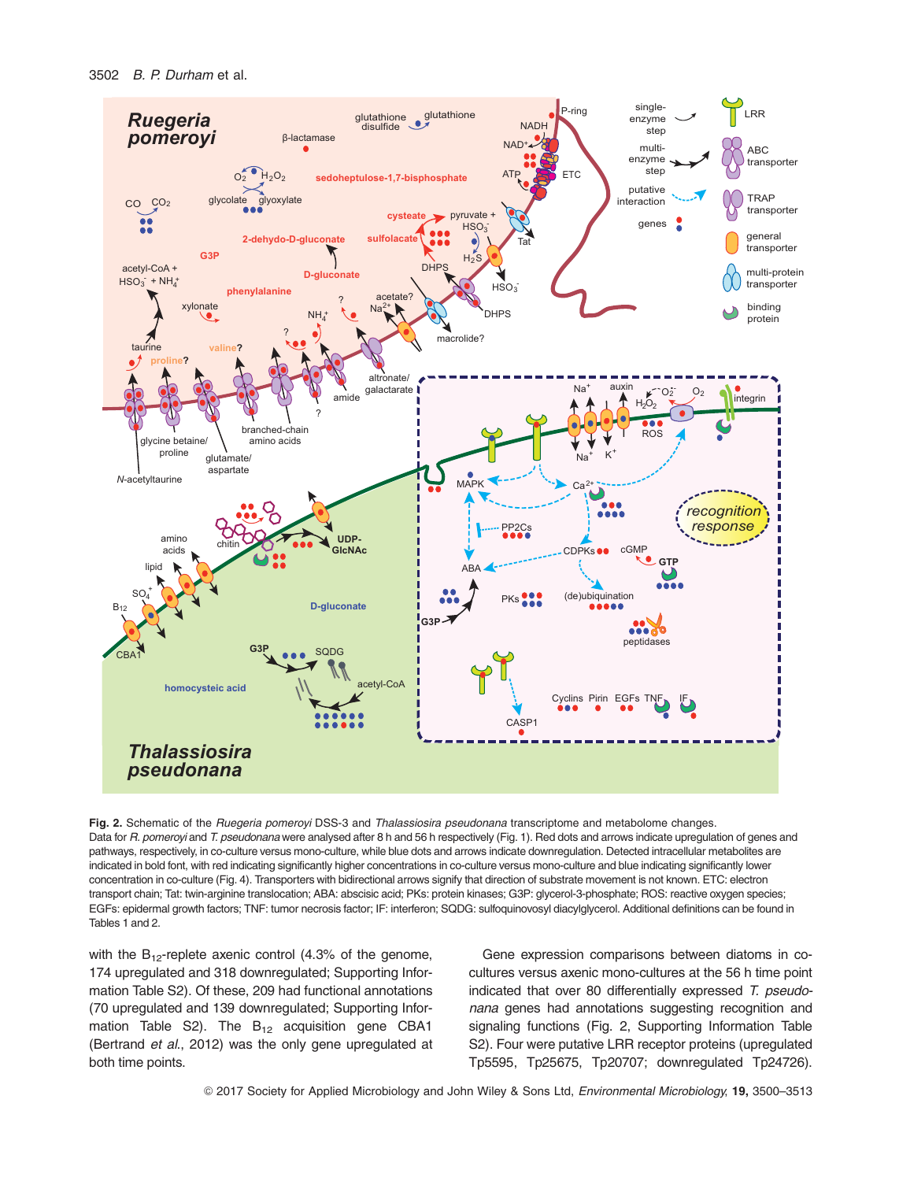**Fig. 2.** Schematic of the *Ruegeria pomeroyi* DSS-3 and *Thalassiosira pseudonana* transcriptome and metabolome changes. Data for *R. pomeroyi* and *T. pseudonana* were analysed after 8 h and 56 h respectively (Fig. 1). Red dots and arrows indicate upregulation of genes and pathways, respectively, in co-culture versus mono-culture, while blue dots and arrows indicate downregulation. Detected intracellular metabolites are indicated in bold font, with red indicating significantly higher concentrations in co-culture versus mono-culture and blue indicating significantly lower concentration in co-culture (Fig. 4). Transporters with bidirectional arrows signify that direction of substrate movement is not known. ETC: electron transport chain; Tat: twin-arginine translocation; ABA: abscisic acid; PKs: protein kinases; G3P: glycerol-3-phosphate; ROS: reactive oxygen species; EGFs: epidermal growth factors; TNF: tumor necrosis factor; IF: interferon; SQDG: sulfoquinovosyl diacylglycerol. Additional definitions can be found in Tables 1 and 2.

with the $B_{12}$-replete axenic control (4.3% of the genome, 174 upregulated and 318 downregulated; Supporting Information Table S2). Of these, 209 had functional annotations (70 upregulated and 139 downregulated; Supporting Information Table S2). The $B_{12}$ acquisition gene CBA1 (Bertrand *et al.*, 2012) was the only gene upregulated at both time points.

Gene expression comparisons between diatoms in co-cultures versus axenic mono-cultures at the 56 h time point indicated that over 80 differentially expressed *T. pseudonana* genes had annotations suggesting recognition and signaling functions (Fig. 2, Supporting Information Table S2). Four were putative LRR receptor proteins (upregulated Tp5595, Tp25675, Tp20707; downregulated Tp24726).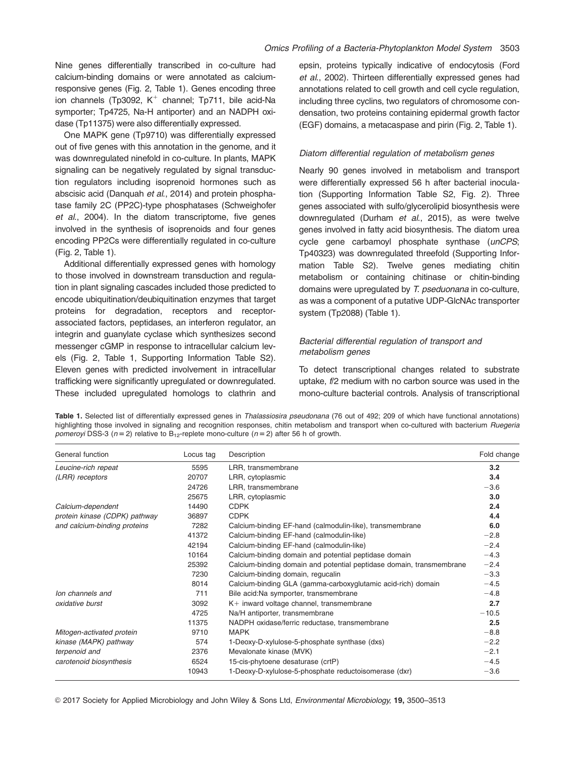Nine genes differentially transcribed in co-culture had calcium-binding domains or were annotated as calcium-responsive genes (Fig. 2, Table 1). Genes encoding three ion channels (Tp3092, $K^+$ channel; Tp711, bile acid-Na symporter; Tp4725, Na-H antiporter) and an NADPH oxidase (Tp11375) were also differentially expressed.

One MAPK gene (Tp9710) was differentially expressed out of five genes with this annotation in the genome, and it was downregulated ninefold in co-culture. In plants, MAPK signaling can be negatively regulated by signal transduction regulators including isoprenoid hormones such as abscisic acid (Danquah *et al.*, 2014) and protein phosphatase family 2C (PP2C)-type phosphatases (Schweighofer *et al.*, 2004). In the diatom transcriptome, five genes involved in the synthesis of isoprenoids and four genes encoding PP2Cs were differentially regulated in co-culture (Fig. 2, Table 1).

Additional differentially expressed genes with homology to those involved in downstream transduction and regulation in plant signaling cascades included those predicted to encode ubiquitination/deubiquitination enzymes that target proteins for degradation, receptors and receptor-associated factors, peptidases, an interferon regulator, an integrin and guanylate cyclase which synthesizes second messenger cGMP in response to intracellular calcium levels (Fig. 2, Table 1, Supporting Information Table S2). Eleven genes with predicted involvement in intracellular trafficking were significantly upregulated or downregulated. These included upregulated homologs to clathrin and epsin, proteins typically indicative of endocytosis (Ford *et al.*, 2002). Thirteen differentially expressed genes had annotations related to cell growth and cell cycle regulation, including three cyclins, two regulators of chromosome condensation, two proteins containing epidermal growth factor (EGF) domains, a metacaspase and pirin (Fig. 2, Table 1).

### *Diatom differential regulation of metabolism genes*

Nearly 90 genes involved in metabolism and transport were differentially expressed 56 h after bacterial inoculation (Supporting Information Table S2, Fig. 2). Three genes associated with sulfo/glycerolipid biosynthesis were downregulated (Durham *et al.*, 2015), as were twelve genes involved in fatty acid biosynthesis. The diatom urea cycle gene carbamoyl phosphate synthase (*unCPS*; Tp40323) was downregulated threefold (Supporting Information Table S2). Twelve genes mediating chitin metabolism or containing chitinase or chitin-binding domains were upregulated by *T. pseduonana* in co-culture, as was a component of a putative UDP-GlcNAc transporter system (Tp2088) (Table 1).

### *Bacterial differential regulation of transport and metabolism genes*

To detect transcriptional changes related to substrate uptake, *f*/2 medium with no carbon source was used in the mono-culture bacterial controls. Analysis of transcriptional

**Table 1.** Selected list of differentially expressed genes in *Thalassiosira pseudonana* (76 out of 492; 209 of which have functional annotations) highlighting those involved in signaling and recognition responses, chitin metabolism and transport when co-cultured with bacterium *Ruegeria pomeroyi* DSS-3 ($n = 2$) relative to $B_{12}$-replete mono-culture ($n = 2$) after 56 h of growth.

| General function | Locus tag | Description | Fold change |
|---|---|---|---|
| *Leucine-rich repeat (LRR) receptors* | 5595 | LRR, transmembrane | **3.2** |
| | 20707 | LRR, cytoplasmic | **3.4** |
| | 24726 | LRR, transmembrane | −3.6 |
| | 25675 | LRR, cytoplasmic | **3.0** |
| *Calcium-dependent protein kinase (CDPK) pathway and calcium-binding proteins* | 14490 | CDPK | **2.4** |
| | 36897 | CDPK | **4.4** |
| | 7282 | Calcium-binding EF-hand (calmodulin-like), transmembrane | **6.0** |
| | 41372 | Calcium-binding EF-hand (calmodulin-like) | −2.8 |
| | 42194 | Calcium-binding EF-hand (calmodulin-like) | −2.4 |
| | 10164 | Calcium-binding domain and potential peptidase domain | −4.3 |
| | 25392 | Calcium-binding domain and potential peptidase domain, transmembrane | −2.4 |
| | 7230 | Calcium-binding domain, regucalin | −3.3 |
| | 8014 | Calcium-binding GLA (gamma-carboxyglutamic acid-rich) domain | −4.5 |
| *Ion channels and oxidative burst* | 711 | Bile acid:Na symporter, transmembrane | −4.8 |
| | 3092 | K+ inward voltage channel, transmembrane | **2.7** |
| | 4725 | Na/H antiporter, transmembrane | −10.5 |
| | 11375 | NADPH oxidase/ferric reductase, transmembrane | **2.5** |
| *Mitogen-activated protein kinase (MAPK) pathway* | 9710 | MAPK | −8.8 |
| *terpenoid and carotenoid biosynthesis* | 574 | 1-Deoxy-D-xylulose-5-phosphate synthase (dxs) | −2.2 |
| | 2376 | Mevalonate kinase (MVK) | −2.1 |
| | 6524 | 15-cis-phytoene desaturase (crtP) | −4.5 |
| | 10943 | 1-Deoxy-D-xylulose-5-phosphate reductoisomerase (dxr) | −3.6 |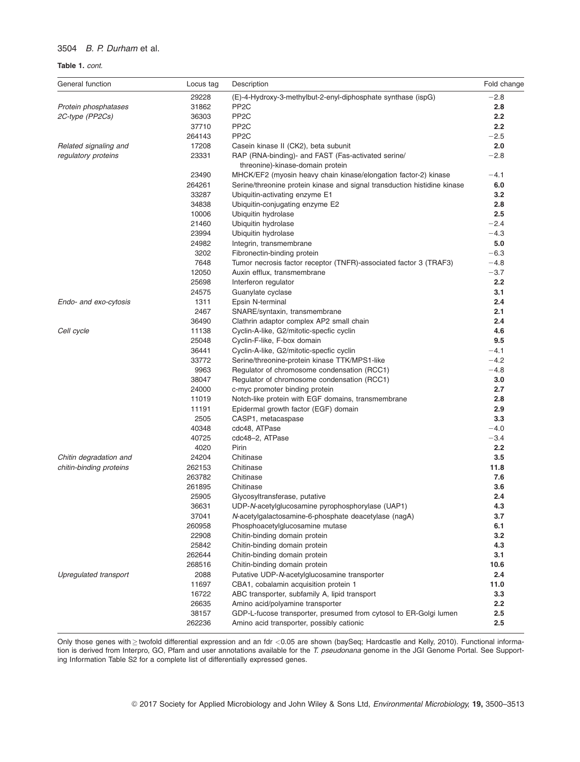**Table 1.** *cont.*

| General function | Locus tag | Description | Fold change |
|---|---|---|---|
| | 29228 | (E)-4-Hydroxy-3-methylbut-2-enyl-diphosphate synthase (ispG) | −2.8 |
| *Protein phosphatases 2C-type (PP2Cs)* | 31862 | PP2C | **2.8** |
| | 36303 | PP2C | **2.2** |
| | 37710 | PP2C | **2.2** |
| | 264143 | PP2C | −2.5 |
| *Related signaling and regulatory proteins* | 17208 | Casein kinase II (CK2), beta subunit | **2.0** |
| | 23331 | RAP (RNA-binding)- and FAST (Fas-activated serine/threonine)-kinase-domain protein | −2.8 |
| | 23490 | MHCK/EF2 (myosin heavy chain kinase/elongation factor-2) kinase | −4.1 |
| | 264261 | Serine/threonine protein kinase and signal transduction histidine kinase | **6.0** |
| | 33287 | Ubiquitin-activating enzyme E1 | **3.2** |
| | 34838 | Ubiquitin-conjugating enzyme E2 | **2.8** |
| | 10006 | Ubiquitin hydrolase | **2.5** |
| | 21460 | Ubiquitin hydrolase | −2.4 |
| | 23994 | Ubiquitin hydrolase | −4.3 |
| | 24982 | Integrin, transmembrane | **5.0** |
| | 3202 | Fibronectin-binding protein | −6.3 |
| | 7648 | Tumor necrosis factor receptor (TNFR)-associated factor 3 (TRAF3) | −4.8 |
| | 12050 | Auxin efflux, transmembrane | −3.7 |
| | 25698 | Interferon regulator | **2.2** |
| | 24575 | Guanylate cyclase | **3.1** |
| *Endo- and exo-cytosis* | 1311 | Epsin N-terminal | **2.4** |
| | 2467 | SNARE/syntaxin, transmembrane | **2.1** |
| | 36490 | Clathrin adaptor complex AP2 small chain | **2.4** |
| *Cell cycle* | 11138 | Cyclin-A-like, G2/mitotic-specfic cyclin | **4.6** |
| | 25048 | Cyclin-F-like, F-box domain | **9.5** |
| | 36441 | Cyclin-A-like, G2/mitotic-specfic cyclin | −4.1 |
| | 33772 | Serine/threonine-protein kinase TTK/MPS1-like | −4.2 |
| | 9963 | Regulator of chromosome condensation (RCC1) | −4.8 |
| | 38047 | Regulator of chromosome condensation (RCC1) | **3.0** |
| | 24000 | c-myc promoter binding protein | **2.7** |
| | 11019 | Notch-like protein with EGF domains, transmembrane | **2.8** |
| | 11191 | Epidermal growth factor (EGF) domain | **2.9** |
| | 2505 | CASP1, metacaspase | **3.3** |
| | 40348 | cdc48, ATPase | −4.0 |
| | 40725 | cdc48–2, ATPase | −3.4 |
| | 4020 | Pirin | **2.2** |
| *Chitin degradation and chitin-binding proteins* | 24204 | Chitinase | **3.5** |
| | 262153 | Chitinase | **11.8** |
| | 263782 | Chitinase | **7.6** |
| | 261895 | Chitinase | **3.6** |
| | 25905 | Glycosyltransferase, putative | **2.4** |
| | 36631 | UDP-*N*-acetylglucosamine pyrophosphorylase (UAP1) | **4.3** |
| | 37041 | *N*-acetylgalactosamine-6-phosphate deacetylase (nagA) | **3.7** |
| | 260958 | Phosphoacetylglucosamine mutase | **6.1** |
| | 22908 | Chitin-binding domain protein | **3.2** |
| | 25842 | Chitin-binding domain protein | **4.3** |
| | 262644 | Chitin-binding domain protein | **3.1** |
| | 268516 | Chitin-binding domain protein | **10.6** |
| *Upregulated transport* | 2088 | Putative UDP-*N*-acetylglucosamine transporter | **2.4** |
| | 11697 | CBA1, cobalamin acquisition protein 1 | **11.0** |
| | 16722 | ABC transporter, subfamily A, lipid transport | **3.3** |
| | 26635 | Amino acid/polyamine transporter | **2.2** |
| | 38157 | GDP-L-fucose transporter, presumed from cytosol to ER-Golgi lumen | **2.5** |
| | 262236 | Amino acid transporter, possibly cationic | **2.5** |

Only those genes with ≥ twofold differential expression and an fdr <0.05 are shown (baySeq; Hardcastle and Kelly, 2010). Functional information is derived from Interpro, GO, Pfam and user annotations available for the *T. pseudonana* genome in the JGI Genome Portal. See Supporting Information Table S2 for a complete list of differentially expressed genes.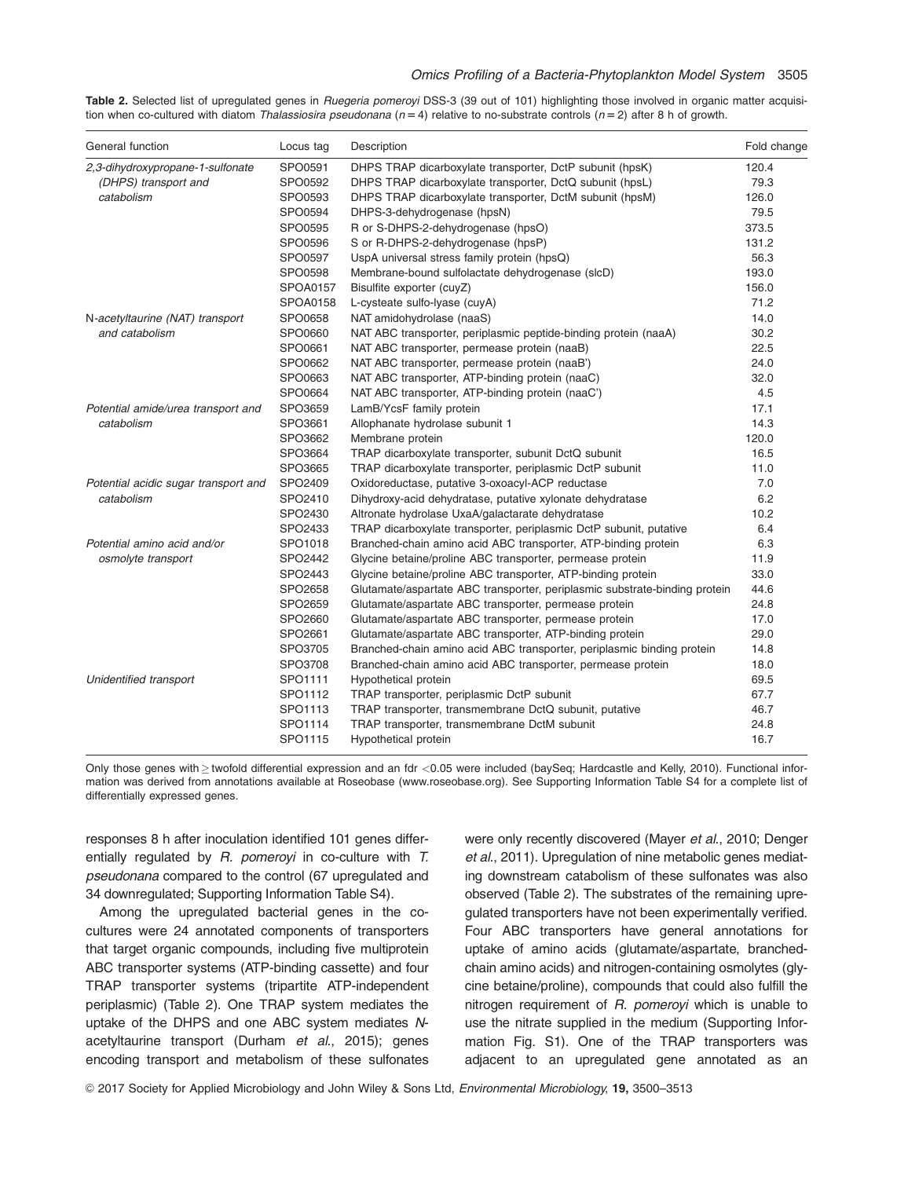**Table 2.** Selected list of upregulated genes in *Ruegeria pomeroyi* DSS-3 (39 out of 101) highlighting those involved in organic matter acquisition when co-cultured with diatom *Thalassiosira pseudonana* ($n = 4$) relative to no-substrate controls ($n = 2$) after 8 h of growth.

| General function | Locus tag | Description | Fold change |
|---|---|---|---|
| *2,3-dihydroxypropane-1-sulfonate (DHPS) transport and catabolism* | SPO0591 | DHPS TRAP dicarboxylate transporter, DctP subunit (hpsK) | 120.4 |
| | SPO0592 | DHPS TRAP dicarboxylate transporter, DctQ subunit (hpsL) | 79.3 |
| | SPO0593 | DHPS TRAP dicarboxylate transporter, DctM subunit (hpsM) | 126.0 |
| | SPO0594 | DHPS-3-dehydrogenase (hpsN) | 79.5 |
| | SPO0595 | R or S-DHPS-2-dehydrogenase (hpsO) | 373.5 |
| | SPO0596 | S or R-DHPS-2-dehydrogenase (hpsP) | 131.2 |
| | SPO0597 | UspA universal stress family protein (hpsQ) | 56.3 |
| | SPO0598 | Membrane-bound sulfolactate dehydrogenase (slcD) | 193.0 |
| | SPOA0157 | Bisulfite exporter (cuyZ) | 156.0 |
| | SPOA0158 | L-cysteate sulfo-lyase (cuyA) | 71.2 |
| *N-acetyltaurine (NAT) transport and catabolism* | SPO0658 | NAT amidohydrolase (naaS) | 14.0 |
| | SPO0660 | NAT ABC transporter, periplasmic peptide-binding protein (naaA) | 30.2 |
| | SPO0661 | NAT ABC transporter, permease protein (naaB) | 22.5 |
| | SPO0662 | NAT ABC transporter, permease protein (naaB') | 24.0 |
| | SPO0663 | NAT ABC transporter, ATP-binding protein (naaC) | 32.0 |
| | SPO0664 | NAT ABC transporter, ATP-binding protein (naaC') | 4.5 |
| *Potential amide/urea transport and catabolism* | SPO3659 | LamB/YcsF family protein | 17.1 |
| | SPO3661 | Allophanate hydrolase subunit 1 | 14.3 |
| | SPO3662 | Membrane protein | 120.0 |
| | SPO3664 | TRAP dicarboxylate transporter, subunit DctQ subunit | 16.5 |
| | SPO3665 | TRAP dicarboxylate transporter, periplasmic DctP subunit | 11.0 |
| *Potential acidic sugar transport and catabolism* | SPO2409 | Oxidoreductase, putative 3-oxoacyl-ACP reductase | 7.0 |
| | SPO2410 | Dihydroxy-acid dehydratase, putative xylonate dehydratase | 6.2 |
| | SPO2430 | Altronate hydrolase UxaA/galactarate dehydratase | 10.2 |
| | SPO2433 | TRAP dicarboxylate transporter, periplasmic DctP subunit, putative | 6.4 |
| *Potential amino acid and/or osmolyte transport* | SPO1018 | Branched-chain amino acid ABC transporter, ATP-binding protein | 6.3 |
| | SPO2442 | Glycine betaine/proline ABC transporter, permease protein | 11.9 |
| | SPO2443 | Glycine betaine/proline ABC transporter, ATP-binding protein | 33.0 |
| | SPO2658 | Glutamate/aspartate ABC transporter, periplasmic substrate-binding protein | 44.6 |
| | SPO2659 | Glutamate/aspartate ABC transporter, permease protein | 24.8 |
| | SPO2660 | Glutamate/aspartate ABC transporter, permease protein | 17.0 |
| | SPO2661 | Glutamate/aspartate ABC transporter, ATP-binding protein | 29.0 |
| | SPO3705 | Branched-chain amino acid ABC transporter, periplasmic binding protein | 14.8 |
| | SPO3708 | Branched-chain amino acid ABC transporter, permease protein | 18.0 |
| *Unidentified transport* | SPO1111 | Hypothetical protein | 69.5 |
| | SPO1112 | TRAP transporter, periplasmic DctP subunit | 67.7 |
| | SPO1113 | TRAP transporter, transmembrane DctQ subunit, putative | 46.7 |
| | SPO1114 | TRAP transporter, transmembrane DctM subunit | 24.8 |
| | SPO1115 | Hypothetical protein | 16.7 |

Only those genes with ≥ twofold differential expression and an fdr <0.05 were included (baySeq; Hardcastle and Kelly, 2010). Functional information was derived from annotations available at Roseobase (www.roseobase.org). See Supporting Information Table S4 for a complete list of differentially expressed genes.

responses 8 h after inoculation identified 101 genes differentially regulated by *R. pomeroyi* in co-culture with *T. pseudonana* compared to the control (67 upregulated and 34 downregulated; Supporting Information Table S4).

Among the upregulated bacterial genes in the co-cultures were 24 annotated components of transporters that target organic compounds, including five multiprotein ABC transporter systems (ATP-binding cassette) and four TRAP transporter systems (tripartite ATP-independent periplasmic) (Table 2). One TRAP system mediates the uptake of the DHPS and one ABC system mediates *N*-acetyltaurine transport (Durham *et al.*, 2015); genes encoding transport and metabolism of these sulfonates were only recently discovered (Mayer *et al.*, 2010; Denger *et al.*, 2011). Upregulation of nine metabolic genes mediating downstream catabolism of these sulfonates was also observed (Table 2). The substrates of the remaining upregulated transporters have not been experimentally verified. Four ABC transporters have general annotations for uptake of amino acids (glutamate/aspartate, branched-chain amino acids) and nitrogen-containing osmolytes (glycine betaine/proline), compounds that could also fulfill the nitrogen requirement of *R. pomeroyi* which is unable to use the nitrate supplied in the medium (Supporting Information Fig. S1). One of the TRAP transporters was adjacent to an upregulated gene annotated as an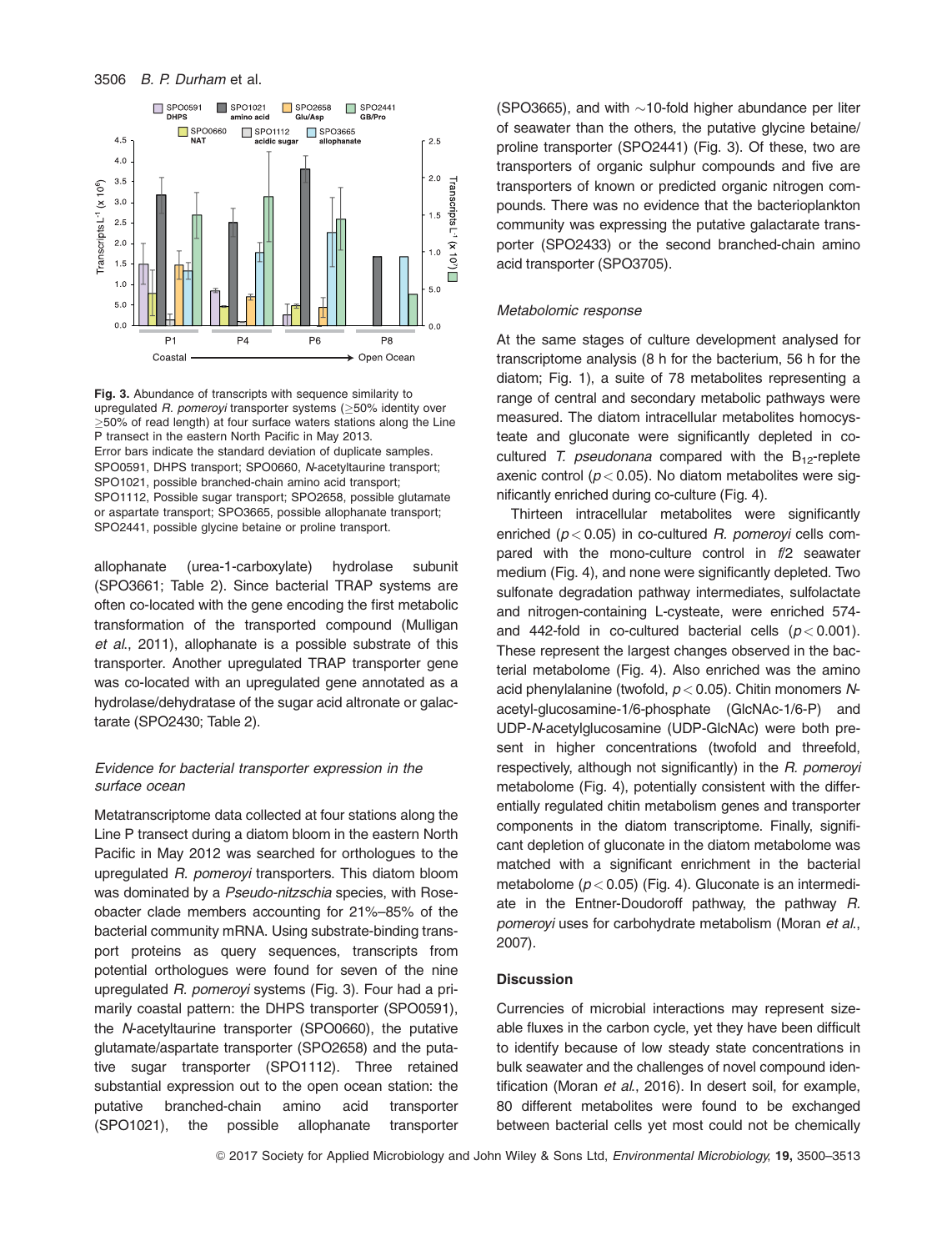**Fig. 3.** Abundance of transcripts with sequence similarity to upregulated *R. pomeroyi* transporter systems (≥50% identity over ≥50% of read length) at four surface waters stations along the Line P transect in the eastern North Pacific in May 2013.
Error bars indicate the standard deviation of duplicate samples. SPO0591, DHPS transport; SPO0660, *N*-acetyltaurine transport; SPO1021, possible branched-chain amino acid transport; SPO1112, Possible sugar transport; SPO2658, possible glutamate or aspartate transport; SPO3665, possible allophanate transport; SPO2441, possible glycine betaine or proline transport.

allophanate (urea-1-carboxylate) hydrolase subunit (SPO3661; Table 2). Since bacterial TRAP systems are often co-located with the gene encoding the first metabolic transformation of the transported compound (Mulligan *et al*., 2011), allophanate is a possible substrate of this transporter. Another upregulated TRAP transporter gene was co-located with an upregulated gene annotated as a hydrolase/dehydratase of the sugar acid altronate or galactarate (SPO2430; Table 2).

### *Evidence for bacterial transporter expression in the surface ocean*

Metatranscriptome data collected at four stations along the Line P transect during a diatom bloom in the eastern North Pacific in May 2012 was searched for orthologues to the upregulated *R. pomeroyi* transporters. This diatom bloom was dominated by a *Pseudo-nitzschia* species, with Roseobacter clade members accounting for 21%–85% of the bacterial community mRNA. Using substrate-binding transport proteins as query sequences, transcripts from potential orthologues were found for seven of the nine upregulated *R. pomeroyi* systems (Fig. 3). Four had a primarily coastal pattern: the DHPS transporter (SPO0591), the *N*-acetyltaurine transporter (SPO0660), the putative glutamate/aspartate transporter (SPO2658) and the putative sugar transporter (SPO1112). Three retained substantial expression out to the open ocean station: the putative branched-chain amino acid transporter (SPO1021), the possible allophanate transporter (SPO3665), and with ~10-fold higher abundance per liter of seawater than the others, the putative glycine betaine/proline transporter (SPO2441) (Fig. 3). Of these, two are transporters of organic sulphur compounds and five are transporters of known or predicted organic nitrogen compounds. There was no evidence that the bacterioplankton community was expressing the putative galactarate transporter (SPO2433) or the second branched-chain amino acid transporter (SPO3705).

### *Metabolomic response*

At the same stages of culture development analysed for transcriptome analysis (8 h for the bacterium, 56 h for the diatom; Fig. 1), a suite of 78 metabolites representing a range of central and secondary metabolic pathways were measured. The diatom intracellular metabolites homocysteate and gluconate were significantly depleted in co-cultured *T. pseudonana* compared with the $B_{12}$-replete axenic control ($p < 0.05$). No diatom metabolites were significantly enriched during co-culture (Fig. 4).

Thirteen intracellular metabolites were significantly enriched ($p < 0.05$) in co-cultured *R. pomeroyi* cells compared with the mono-culture control in *f*/2 seawater medium (Fig. 4), and none were significantly depleted. Two sulfonate degradation pathway intermediates, sulfolactate and nitrogen-containing L-cysteate, were enriched 574- and 442-fold in co-cultured bacterial cells ($p < 0.001$). These represent the largest changes observed in the bacterial metabolome (Fig. 4). Also enriched was the amino acid phenylalanine (twofold, $p < 0.05$). Chitin monomers *N*-acetyl-glucosamine-1/6-phosphate (GlcNAc-1/6-P) and UDP-*N*-acetylglucosamine (UDP-GlcNAc) were both present in higher concentrations (twofold and threefold, respectively, although not significantly) in the *R. pomeroyi* metabolome (Fig. 4), potentially consistent with the differentially regulated chitin metabolism genes and transporter components in the diatom transcriptome. Finally, significant depletion of gluconate in the diatom metabolome was matched with a significant enrichment in the bacterial metabolome ($p < 0.05$) (Fig. 4). Gluconate is an intermediate in the Entner-Doudoroff pathway, the pathway *R. pomeroyi* uses for carbohydrate metabolism (Moran *et al*., 2007).

## Discussion

Currencies of microbial interactions may represent sizeable fluxes in the carbon cycle, yet they have been difficult to identify because of low steady state concentrations in bulk seawater and the challenges of novel compound identification (Moran *et al*., 2016). In desert soil, for example, 80 different metabolites were found to be exchanged between bacterial cells yet most could not be chemically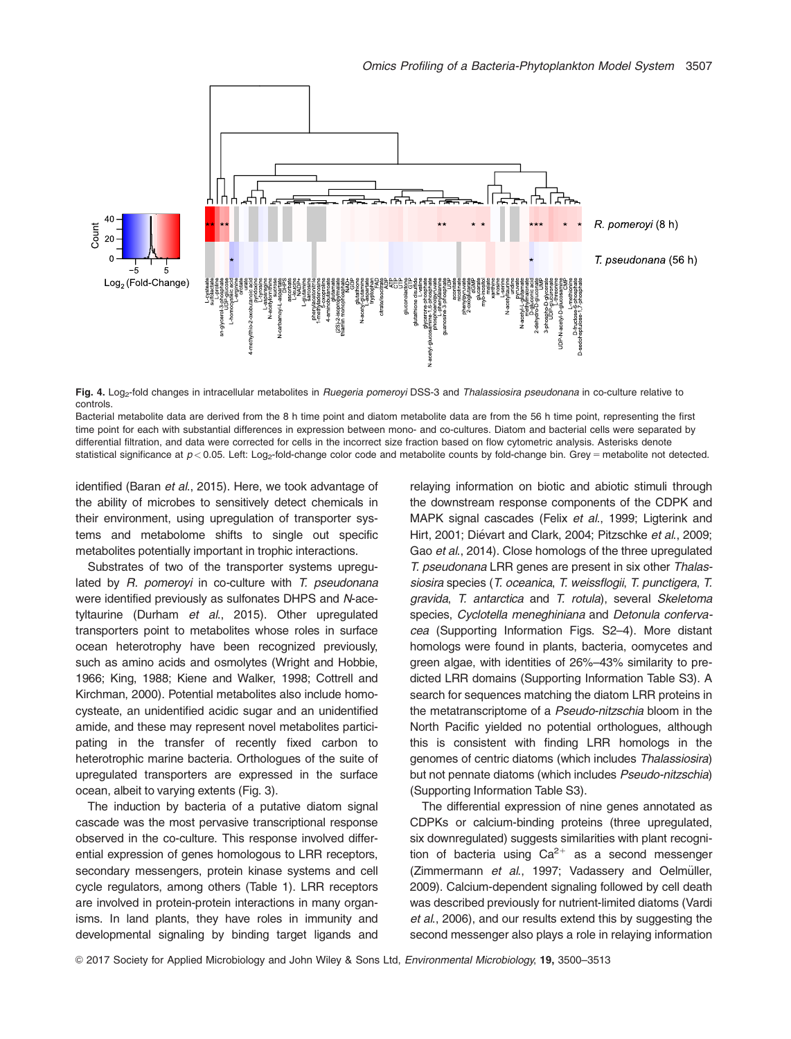**Fig. 4.** $Log_2$-fold changes in intracellular metabolites in *Ruegeria pomeroyi* DSS-3 and *Thalassiosira pseudonana* in co-culture relative to controls.

Bacterial metabolite data are derived from the 8 h time point and diatom metabolite data are from the 56 h time point, representing the first time point for each with substantial differences in expression between mono- and co-cultures. Diatom and bacterial cells were separated by differential filtration, and data were corrected for cells in the incorrect size fraction based on flow cytometric analysis. Asterisks denote statistical significance at $p < 0.05$. Left: $Log_2$-fold-change color code and metabolite counts by fold-change bin. Grey = metabolite not detected.

identified (Baran *et al.*, 2015). Here, we took advantage of the ability of microbes to sensitively detect chemicals in their environment, using upregulation of transporter systems and metabolome shifts to single out specific metabolites potentially important in trophic interactions.

Substrates of two of the transporter systems upregulated by *R. pomeroyi* in co-culture with *T. pseudonana* were identified previously as sulfonates DHPS and *N*-acetyltaurine (Durham *et al.*, 2015). Other upregulated transporters point to metabolites whose roles in surface ocean heterotrophy have been recognized previously, such as amino acids and osmolytes (Wright and Hobbie, 1966; King, 1988; Kiene and Walker, 1998; Cottrell and Kirchman, 2000). Potential metabolites also include homocysteate, an unidentified acidic sugar and an unidentified amide, and these may represent novel metabolites participating in the transfer of recently fixed carbon to heterotrophic marine bacteria. Orthologues of the suite of upregulated transporters are expressed in the surface ocean, albeit to varying extents (Fig. 3).

The induction by bacteria of a putative diatom signal cascade was the most pervasive transcriptional response observed in the co-culture. This response involved differential expression of genes homologous to LRR receptors, secondary messengers, protein kinase systems and cell cycle regulators, among others (Table 1). LRR receptors are involved in protein-protein interactions in many organisms. In land plants, they have roles in immunity and developmental signaling by binding target ligands and relaying information on biotic and abiotic stimuli through the downstream response components of the CDPK and MAPK signal cascades (Felix *et al.*, 1999; Ligterink and Hirt, 2001; Diévart and Clark, 2004; Pitzschke *et al.*, 2009; Gao *et al.*, 2014). Close homologs of the three upregulated *T. pseudonana* LRR genes are present in six other *Thalassiosira* species (*T. oceanica*, *T. weissflogii*, *T. punctigera*, *T. gravida*, *T. antarctica* and *T. rotula*), several *Skeletoma* species, *Cyclotella meneghiniana* and *Detonula confervacea* (Supporting Information Figs. S2–4). More distant homologs were found in plants, bacteria, oomycetes and green algae, with identities of 26%–43% similarity to predicted LRR domains (Supporting Information Table S3). A search for sequences matching the diatom LRR proteins in the metatranscriptome of a *Pseudo-nitzschia* bloom in the North Pacific yielded no potential orthologues, although this is consistent with finding LRR homologs in the genomes of centric diatoms (which includes *Thalassiosira*) but not pennate diatoms (which includes *Pseudo-nitzschia*) (Supporting Information Table S3).

The differential expression of nine genes annotated as CDPKs or calcium-binding proteins (three upregulated, six downregulated) suggests similarities with plant recognition of bacteria using $Ca^{2+}$ as a second messenger (Zimmermann *et al.*, 1997; Vadassery and Oelmüller, 2009). Calcium-dependent signaling followed by cell death was described previously for nutrient-limited diatoms (Vardi *et al.*, 2006), and our results extend this by suggesting the second messenger also plays a role in relaying information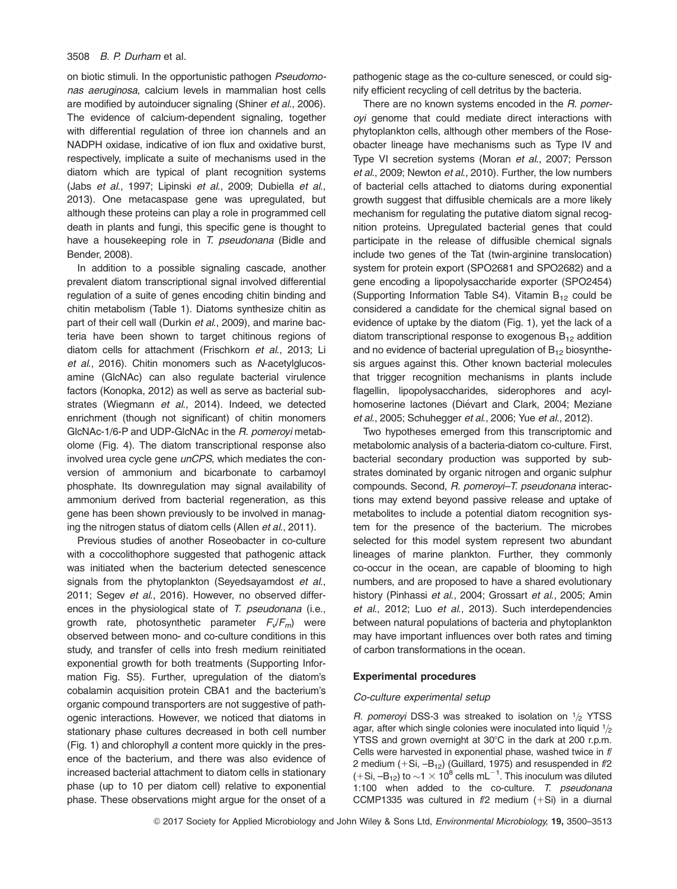on biotic stimuli. In the opportunistic pathogen *Pseudomonas aeruginosa*, calcium levels in mammalian host cells are modified by autoinducer signaling (Shiner *et al.*, 2006). The evidence of calcium-dependent signaling, together with differential regulation of three ion channels and an NADPH oxidase, indicative of ion flux and oxidative burst, respectively, implicate a suite of mechanisms used in the diatom which are typical of plant recognition systems (Jabs *et al.*, 1997; Lipinski *et al.*, 2009; Dubiella *et al.*, 2013). One metacaspase gene was upregulated, but although these proteins can play a role in programmed cell death in plants and fungi, this specific gene is thought to have a housekeeping role in *T. pseudonana* (Bidle and Bender, 2008).

In addition to a possible signaling cascade, another prevalent diatom transcriptional signal involved differential regulation of a suite of genes encoding chitin binding and chitin metabolism (Table 1). Diatoms synthesize chitin as part of their cell wall (Durkin *et al.*, 2009), and marine bacteria have been shown to target chitinous regions of diatom cells for attachment (Frischkorn *et al.*, 2013; Li *et al.*, 2016). Chitin monomers such as *N*-acetylglucosamine (GlcNAc) can also regulate bacterial virulence factors (Konopka, 2012) as well as serve as bacterial substrates (Wiegmann *et al.*, 2014). Indeed, we detected enrichment (though not significant) of chitin monomers GlcNAc-1/6-P and UDP-GlcNAc in the *R. pomeroyi* metabolome (Fig. 4). The diatom transcriptional response also involved urea cycle gene *unCPS*, which mediates the conversion of ammonium and bicarbonate to carbamoyl phosphate. Its downregulation may signal availability of ammonium derived from bacterial regeneration, as this gene has been shown previously to be involved in managing the nitrogen status of diatom cells (Allen *et al.*, 2011).

Previous studies of another Roseobacter in co-culture with a coccolithophore suggested that pathogenic attack was initiated when the bacterium detected senescence signals from the phytoplankton (Seyedsayamdost *et al.*, 2011; Segev *et al.*, 2016). However, no observed differences in the physiological state of *T. pseudonana* (i.e., growth rate, photosynthetic parameter $F_v/F_m$) were observed between mono- and co-culture conditions in this study, and transfer of cells into fresh medium reinitiated exponential growth for both treatments (Supporting Information Fig. S5). Further, upregulation of the diatom's cobalamin acquisition protein CBA1 and the bacterium's organic compound transporters are not suggestive of pathogenic interactions. However, we noticed that diatoms in stationary phase cultures decreased in both cell number (Fig. 1) and chlorophyll *a* content more quickly in the presence of the bacterium, and there was also evidence of increased bacterial attachment to diatom cells in stationary phase (up to 10 per diatom cell) relative to exponential phase. These observations might argue for the onset of a pathogenic stage as the co-culture senesced, or could signify efficient recycling of cell detritus by the bacteria.

There are no known systems encoded in the *R. pomeroyi* genome that could mediate direct interactions with phytoplankton cells, although other members of the Roseobacter lineage have mechanisms such as Type IV and Type VI secretion systems (Moran *et al.*, 2007; Persson *et al.*, 2009; Newton *et al.*, 2010). Further, the low numbers of bacterial cells attached to diatoms during exponential growth suggest that diffusible chemicals are a more likely mechanism for regulating the putative diatom signal recognition proteins. Upregulated bacterial genes that could participate in the release of diffusible chemical signals include two genes of the Tat (twin-arginine translocation) system for protein export (SPO2681 and SPO2682) and a gene encoding a lipopolysaccharide exporter (SPO2454) (Supporting Information Table S4). Vitamin $B_{12}$ could be considered a candidate for the chemical signal based on evidence of uptake by the diatom (Fig. 1), yet the lack of a diatom transcriptional response to exogenous $B_{12}$ addition and no evidence of bacterial upregulation of $B_{12}$ biosynthesis argues against this. Other known bacterial molecules that trigger recognition mechanisms in plants include flagellin, lipopolysaccharides, siderophores and acyl-homoserine lactones (Diévart and Clark, 2004; Meziane *et al.*, 2005; Schuhegger *et al.*, 2006; Yue *et al.*, 2012).

Two hypotheses emerged from this transcriptomic and metabolomic analysis of a bacteria-diatom co-culture. First, bacterial secondary production was supported by substrates dominated by organic nitrogen and organic sulphur compounds. Second, *R. pomeroyi*–*T. pseudonana* interactions may extend beyond passive release and uptake of metabolites to include a potential diatom recognition system for the presence of the bacterium. The microbes selected for this model system represent two abundant lineages of marine plankton. Further, they commonly co-occur in the ocean, are capable of blooming to high numbers, and are proposed to have a shared evolutionary history (Pinhassi *et al.*, 2004; Grossart *et al.*, 2005; Amin *et al.*, 2012; Luo *et al.*, 2013). Such interdependencies between natural populations of bacteria and phytoplankton may have important influences over both rates and timing of carbon transformations in the ocean.

## Experimental procedures

### Co-culture experimental setup

*R. pomeroyi* DSS-3 was streaked to isolation on ½ YTSS agar, after which single colonies were inoculated into liquid ½ YTSS and grown overnight at 30°C in the dark at 200 r.p.m. Cells were harvested in exponential phase, washed twice in f/2 medium (+Si, $-B_{12}$) (Guillard, 1975) and resuspended in f/2 (+Si, $-B_{12}$) to $\sim 1 \times 10^8$ cells $mL^{-1}$. This inoculum was diluted 1:100 when added to the co-culture. *T. pseudonana* CCMP1335 was cultured in f/2 medium (+Si) in a diurnal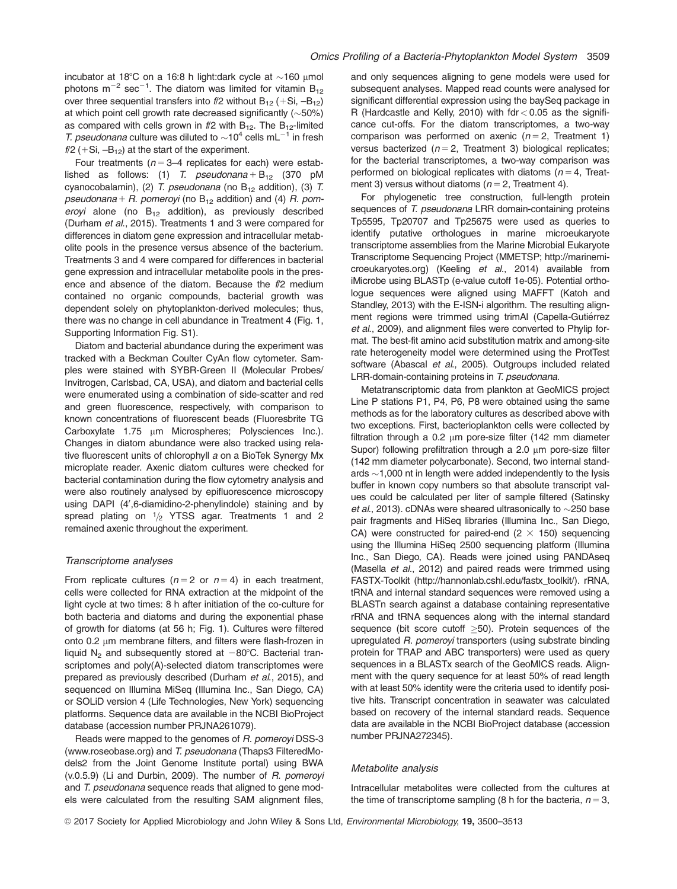incubator at 18°C on a 16:8 h light:dark cycle at ~160 μmol photons $m^{-2}$ $sec^{-1}$. The diatom was limited for vitamin $B_{12}$ over three sequential transfers into f/2 without $B_{12}$ (+Si, $-B_{12}$) at which point cell growth rate decreased significantly (~50%) as compared with cells grown in f/2 with $B_{12}$. The $B_{12}$-limited *T. pseudonana* culture was diluted to ~$10^4$ cells $mL^{-1}$ in fresh f/2 (+Si, $-B_{12}$) at the start of the experiment.

Four treatments ($n = 3$–4 replicates for each) were established as follows: (1) *T. pseudonana* + $B_{12}$ (370 pM cyanocobalamin), (2) *T. pseudonana* (no $B_{12}$ addition), (3) *T. pseudonana* + *R. pomeroyi* (no $B_{12}$ addition) and (4) *R. pomeroyi* alone (no $B_{12}$ addition), as previously described (Durham *et al.*, 2015). Treatments 1 and 3 were compared for differences in diatom gene expression and intracellular metabolite pools in the presence versus absence of the bacterium. Treatments 3 and 4 were compared for differences in bacterial gene expression and intracellular metabolite pools in the presence and absence of the diatom. Because the f/2 medium contained no organic compounds, bacterial growth was dependent solely on phytoplankton-derived molecules; thus, there was no change in cell abundance in Treatment 4 (Fig. 1, Supporting Information Fig. S1).

Diatom and bacterial abundance during the experiment was tracked with a Beckman Coulter CyAn flow cytometer. Samples were stained with SYBR-Green II (Molecular Probes/Invitrogen, Carlsbad, CA, USA), and diatom and bacterial cells were enumerated using a combination of side-scatter and red and green fluorescence, respectively, with comparison to known concentrations of fluorescent beads (Fluoresbrite TG Carboxylate 1.75 μm Microspheres; Polysciences Inc.). Changes in diatom abundance were also tracked using relative fluorescent units of chlorophyll *a* on a BioTek Synergy Mx microplate reader. Axenic diatom cultures were checked for bacterial contamination during the flow cytometry analysis and were also routinely analysed by epifluorescence microscopy using DAPI (4′,6-diamidino-2-phenylindole) staining and by spread plating on ½ YTSS agar. Treatments 1 and 2 remained axenic throughout the experiment.

### *Transcriptome analyses*

From replicate cultures ($n = 2$ or $n = 4$) in each treatment, cells were collected for RNA extraction at the midpoint of the light cycle at two times: 8 h after initiation of the co-culture for both bacteria and diatoms and during the exponential phase of growth for diatoms (at 56 h; Fig. 1). Cultures were filtered onto 0.2 μm membrane filters, and filters were flash-frozen in liquid $N_2$ and subsequently stored at −80°C. Bacterial transcriptomes and poly(A)-selected diatom transcriptomes were prepared as previously described (Durham *et al.*, 2015), and sequenced on Illumina MiSeq (Illumina Inc., San Diego, CA) or SOLiD version 4 (Life Technologies, New York) sequencing platforms. Sequence data are available in the NCBI BioProject database (accession number PRJNA261079).

Reads were mapped to the genomes of *R. pomeroyi* DSS-3 (www.roseobase.org) and *T. pseudonana* (Thaps3 FilteredModels2 from the Joint Genome Institute portal) using BWA (v.0.5.9) (Li and Durbin, 2009). The number of *R. pomeroyi* and *T. pseudonana* sequence reads that aligned to gene models were calculated from the resulting SAM alignment files, and only sequences aligning to gene models were used for subsequent analyses. Mapped read counts were analysed for significant differential expression using the baySeq package in R (Hardcastle and Kelly, 2010) with fdr < 0.05 as the significance cut-offs. For the diatom transcriptomes, a two-way comparison was performed on axenic ($n = 2$, Treatment 1) versus bacterized ($n = 2$, Treatment 3) biological replicates; for the bacterial transcriptomes, a two-way comparison was performed on biological replicates with diatoms ($n = 4$, Treatment 3) versus without diatoms ($n = 2$, Treatment 4).

For phylogenetic tree construction, full-length protein sequences of *T. pseudonana* LRR domain-containing proteins Tp5595, Tp20707 and Tp25675 were used as queries to identify putative orthologues in marine microeukaryote transcriptome assemblies from the Marine Microbial Eukaryote Transcriptome Sequencing Project (MMETSP; http://marinemicroeukaryotes.org) (Keeling *et al.*, 2014) available from iMicrobe using BLASTp (e-value cutoff 1e-05). Potential orthologue sequences were aligned using MAFFT (Katoh and Standley, 2013) with the E-ISN-i algorithm. The resulting alignment regions were trimmed using trimAl (Capella-Gutiérrez *et al.*, 2009), and alignment files were converted to Phylip format. The best-fit amino acid substitution matrix and among-site rate heterogeneity model were determined using the ProtTest software (Abascal *et al.*, 2005). Outgroups included related LRR-domain-containing proteins in *T. pseudonana*.

Metatranscriptomic data from plankton at GeoMICS project Line P stations P1, P4, P6, P8 were obtained using the same methods as for the laboratory cultures as described above with two exceptions. First, bacterioplankton cells were collected by filtration through a 0.2 μm pore-size filter (142 mm diameter Supor) following prefiltration through a 2.0 μm pore-size filter (142 mm diameter polycarbonate). Second, two internal standards ~1,000 nt in length were added independently to the lysis buffer in known copy numbers so that absolute transcript values could be calculated per liter of sample filtered (Satinsky *et al.*, 2013). cDNAs were sheared ultrasonically to ~250 base pair fragments and HiSeq libraries (Illumina Inc., San Diego, CA) were constructed for paired-end (2 × 150) sequencing using the Illumina HiSeq 2500 sequencing platform (Illumina Inc., San Diego, CA). Reads were joined using PANDAseq (Masella *et al.*, 2012) and paired reads were trimmed using FASTX-Toolkit (http://hannonlab.cshl.edu/fastx_toolkit/). rRNA, tRNA and internal standard sequences were removed using a BLASTn search against a database containing representative rRNA and tRNA sequences along with the internal standard sequence (bit score cutoff ≥50). Protein sequences of the upregulated *R. pomeroyi* transporters (using substrate binding protein for TRAP and ABC transporters) were used as query sequences in a BLASTx search of the GeoMICS reads. Alignment with the query sequence for at least 50% of read length with at least 50% identity were the criteria used to identify positive hits. Transcript concentration in seawater was calculated based on recovery of the internal standard reads. Sequence data are available in the NCBI BioProject database (accession number PRJNA272345).

### *Metabolite analysis*

Intracellular metabolites were collected from the cultures at the time of transcriptome sampling (8 h for the bacteria, $n = 3$,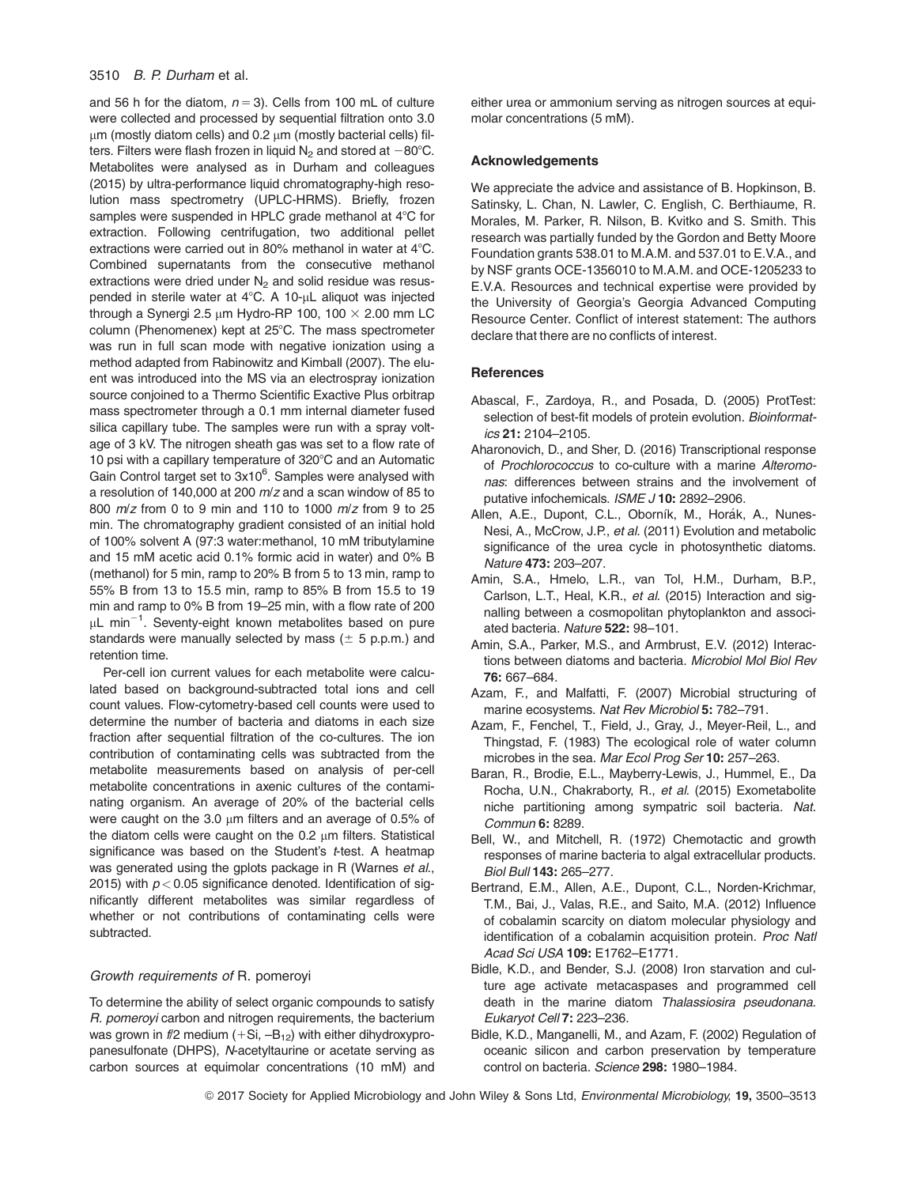and 56 h for the diatom, $n = 3$). Cells from 100 mL of culture were collected and processed by sequential filtration onto 3.0 μm (mostly diatom cells) and 0.2 μm (mostly bacterial cells) filters. Filters were flash frozen in liquid $N_2$ and stored at −80°C. Metabolites were analysed as in Durham and colleagues (2015) by ultra-performance liquid chromatography-high resolution mass spectrometry (UPLC-HRMS). Briefly, frozen samples were suspended in HPLC grade methanol at 4°C for extraction. Following centrifugation, two additional pellet extractions were carried out in 80% methanol in water at 4°C. Combined supernatants from the consecutive methanol extractions were dried under $N_2$ and solid residue was resuspended in sterile water at 4°C. A 10-μL aliquot was injected through a Synergi 2.5 μm Hydro-RP 100, 100 × 2.00 mm LC column (Phenomenex) kept at 25°C. The mass spectrometer was run in full scan mode with negative ionization using a method adapted from Rabinowitz and Kimball (2007). The eluent was introduced into the MS via an electrospray ionization source conjoined to a Thermo Scientific Exactive Plus orbitrap mass spectrometer through a 0.1 mm internal diameter fused silica capillary tube. The samples were run with a spray voltage of 3 kV. The nitrogen sheath gas was set to a flow rate of 10 psi with a capillary temperature of 320°C and an Automatic Gain Control target set to $3 \times 10^6$. Samples were analysed with a resolution of 140,000 at 200 *m/z* and a scan window of 85 to 800 *m/z* from 0 to 9 min and 110 to 1000 *m/z* from 9 to 25 min. The chromatography gradient consisted of an initial hold of 100% solvent A (97:3 water:methanol, 10 mM tributylamine and 15 mM acetic acid 0.1% formic acid in water) and 0% B (methanol) for 5 min, ramp to 20% B from 5 to 13 min, ramp to 55% B from 13 to 15.5 min, ramp to 85% B from 15.5 to 19 min and ramp to 0% B from 19–25 min, with a flow rate of 200 μL $min^{-1}$. Seventy-eight known metabolites based on pure standards were manually selected by mass (± 5 p.p.m.) and retention time.

Per-cell ion current values for each metabolite were calculated based on background-subtracted total ions and cell count values. Flow-cytometry-based cell counts were used to determine the number of bacteria and diatoms in each size fraction after sequential filtration of the co-cultures. The ion contribution of contaminating cells was subtracted from the metabolite measurements based on analysis of per-cell metabolite concentrations in axenic cultures of the contaminating organism. An average of 20% of the bacterial cells were caught on the 3.0 μm filters and an average of 0.5% of the diatom cells were caught on the 0.2 μm filters. Statistical significance was based on the Student's *t*-test. A heatmap was generated using the gplots package in R (Warnes *et al*., 2015) with $p < 0.05$ significance denoted. Identification of significantly different metabolites was similar regardless of whether or not contributions of contaminating cells were subtracted.

### *Growth requirements of* R. pomeroyi

To determine the ability of select organic compounds to satisfy *R. pomeroyi* carbon and nitrogen requirements, the bacterium was grown in f/2 medium (+Si, $-B_{12}$) with either dihydroxypropanesulfonate (DHPS), *N*-acetyltaurine or acetate serving as carbon sources at equimolar concentrations (10 mM) and either urea or ammonium serving as nitrogen sources at equimolar concentrations (5 mM).

### Acknowledgements

We appreciate the advice and assistance of B. Hopkinson, B. Satinsky, L. Chan, N. Lawler, C. English, C. Berthiaume, R. Morales, M. Parker, R. Nilson, B. Kvitko and S. Smith. This research was partially funded by the Gordon and Betty Moore Foundation grants 538.01 to M.A.M. and 537.01 to E.V.A., and by NSF grants OCE-1356010 to M.A.M. and OCE-1205233 to E.V.A. Resources and technical expertise were provided by the University of Georgia's Georgia Advanced Computing Resource Center. Conflict of interest statement: The authors declare that there are no conflicts of interest.

### References

Abascal, F., Zardoya, R., and Posada, D. (2005) ProtTest: selection of best-fit models of protein evolution. *Bioinformatics* **21:** 2104–2105.

Aharonovich, D., and Sher, D. (2016) Transcriptional response of *Prochlorococcus* to co-culture with a marine *Alteromonas*: differences between strains and the involvement of putative infochemicals. *ISME J* **10:** 2892–2906.

Allen, A.E., Dupont, C.L., Oborník, M., Horák, A., Nunes-Nesi, A., McCrow, J.P., *et al*. (2011) Evolution and metabolic significance of the urea cycle in photosynthetic diatoms. *Nature* **473:** 203–207.

Amin, S.A., Hmelo, L.R., van Tol, H.M., Durham, B.P., Carlson, L.T., Heal, K.R., *et al*. (2015) Interaction and signalling between a cosmopolitan phytoplankton and associated bacteria. *Nature* **522:** 98–101.

Amin, S.A., Parker, M.S., and Armbrust, E.V. (2012) Interactions between diatoms and bacteria. *Microbiol Mol Biol Rev* **76:** 667–684.

Azam, F., and Malfatti, F. (2007) Microbial structuring of marine ecosystems. *Nat Rev Microbiol* **5:** 782–791.

Azam, F., Fenchel, T., Field, J., Gray, J., Meyer-Reil, L., and Thingstad, F. (1983) The ecological role of water column microbes in the sea. *Mar Ecol Prog Ser* **10:** 257–263.

Baran, R., Brodie, E.L., Mayberry-Lewis, J., Hummel, E., Da Rocha, U.N., Chakraborty, R., *et al*. (2015) Exometabolite niche partitioning among sympatric soil bacteria. *Nat. Commun* **6:** 8289.

Bell, W., and Mitchell, R. (1972) Chemotactic and growth responses of marine bacteria to algal extracellular products. *Biol Bull* **143:** 265–277.

Bertrand, E.M., Allen, A.E., Dupont, C.L., Norden-Krichmar, T.M., Bai, J., Valas, R.E., and Saito, M.A. (2012) Influence of cobalamin scarcity on diatom molecular physiology and identification of a cobalamin acquisition protein. *Proc Natl Acad Sci USA* **109:** E1762–E1771.

Bidle, K.D., and Bender, S.J. (2008) Iron starvation and culture age activate metacaspases and programmed cell death in the marine diatom *Thalassiosira pseudonana*. *Eukaryot Cell* **7:** 223–236.

Bidle, K.D., Manganelli, M., and Azam, F. (2002) Regulation of oceanic silicon and carbon preservation by temperature control on bacteria. *Science* **298:** 1980–1984.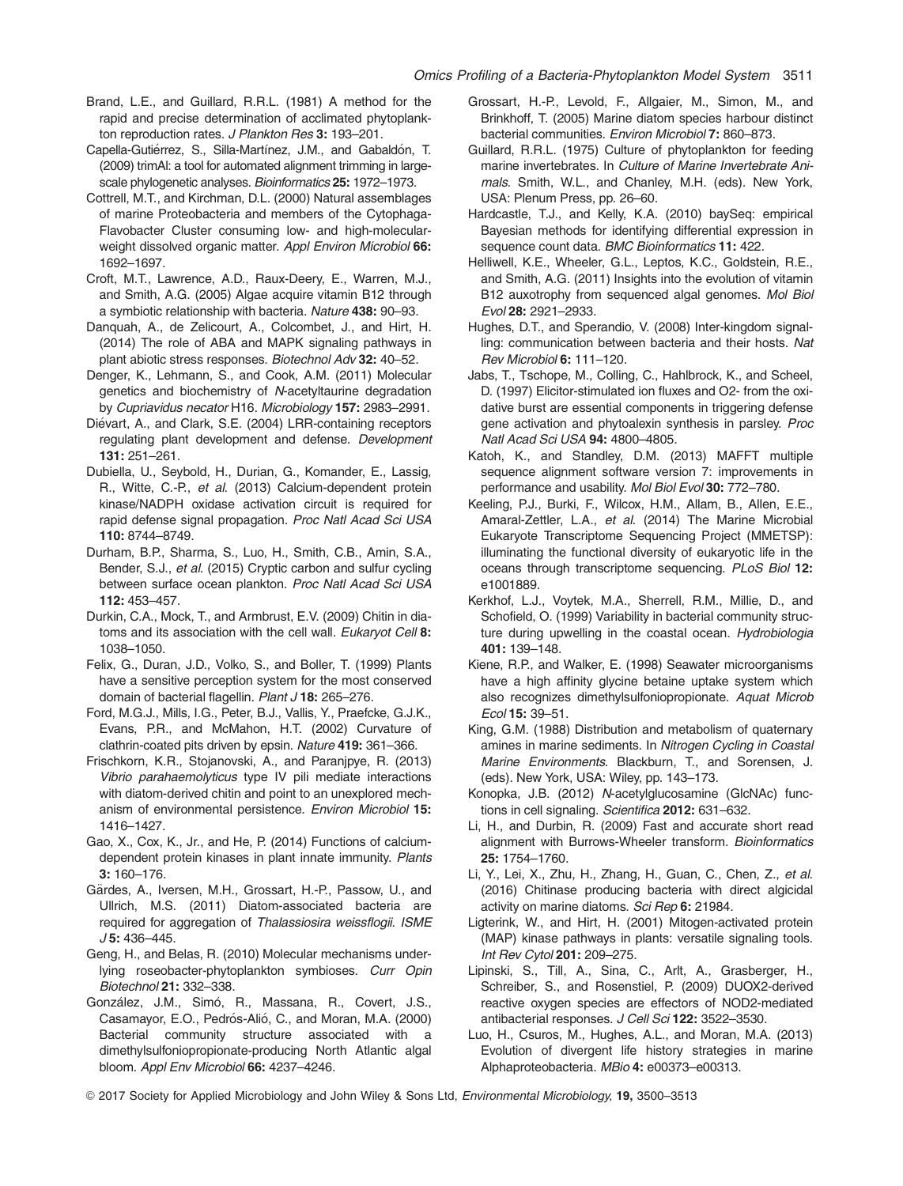Brand, L.E., and Guillard, R.R.L. (1981) A method for the rapid and precise determination of acclimated phytoplankton reproduction rates. *J Plankton Res* **3:** 193–201.

Capella-Gutiérrez, S., Silla-Martínez, J.M., and Gabaldón, T. (2009) trimAl: a tool for automated alignment trimming in large-scale phylogenetic analyses. *Bioinformatics* **25:** 1972–1973.

Cottrell, M.T., and Kirchman, D.L. (2000) Natural assemblages of marine Proteobacteria and members of the Cytophaga-Flavobacter Cluster consuming low- and high-molecular-weight dissolved organic matter. *Appl Environ Microbiol* **66:** 1692–1697.

Croft, M.T., Lawrence, A.D., Raux-Deery, E., Warren, M.J., and Smith, A.G. (2005) Algae acquire vitamin B12 through a symbiotic relationship with bacteria. *Nature* **438:** 90–93.

Danquah, A., de Zelicourt, A., Colcombet, J., and Hirt, H. (2014) The role of ABA and MAPK signaling pathways in plant abiotic stress responses. *Biotechnol Adv* **32:** 40–52.

Denger, K., Lehmann, S., and Cook, A.M. (2011) Molecular genetics and biochemistry of *N*-acetyltaurine degradation by *Cupriavidus necator* H16. *Microbiology* **157:** 2983–2991.

Diévart, A., and Clark, S.E. (2004) LRR-containing receptors regulating plant development and defense. *Development* **131:** 251–261.

Dubiella, U., Seybold, H., Durian, G., Komander, E., Lassig, R., Witte, C.-P., *et al*. (2013) Calcium-dependent protein kinase/NADPH oxidase activation circuit is required for rapid defense signal propagation. *Proc Natl Acad Sci USA* **110:** 8744–8749.

Durham, B.P., Sharma, S., Luo, H., Smith, C.B., Amin, S.A., Bender, S.J., *et al*. (2015) Cryptic carbon and sulfur cycling between surface ocean plankton. *Proc Natl Acad Sci USA* **112:** 453–457.

Durkin, C.A., Mock, T., and Armbrust, E.V. (2009) Chitin in diatoms and its association with the cell wall. *Eukaryot Cell* **8:** 1038–1050.

Felix, G., Duran, J.D., Volko, S., and Boller, T. (1999) Plants have a sensitive perception system for the most conserved domain of bacterial flagellin. *Plant J* **18:** 265–276.

Ford, M.G.J., Mills, I.G., Peter, B.J., Vallis, Y., Praefcke, G.J.K., Evans, P.R., and McMahon, H.T. (2002) Curvature of clathrin-coated pits driven by epsin. *Nature* **419:** 361–366.

Frischkorn, K.R., Stojanovski, A., and Paranjpye, R. (2013) *Vibrio parahaemolyticus* type IV pili mediate interactions with diatom-derived chitin and point to an unexplored mechanism of environmental persistence. *Environ Microbiol* **15:** 1416–1427.

Gao, X., Cox, K., Jr., and He, P. (2014) Functions of calcium-dependent protein kinases in plant innate immunity. *Plants* **3:** 160–176.

Gärdes, A., Iversen, M.H., Grossart, H.-P., Passow, U., and Ullrich, M.S. (2011) Diatom-associated bacteria are required for aggregation of *Thalassiosira weissflogii*. *ISME J* **5:** 436–445.

Geng, H., and Belas, R. (2010) Molecular mechanisms underlying roseobacter-phytoplankton symbioses. *Curr Opin Biotechnol* **21:** 332–338.

González, J.M., Simó, R., Massana, R., Covert, J.S., Casamayor, E.O., Pedrós-Alió, C., and Moran, M.A. (2000) Bacterial community structure associated with a dimethylsulfoniopropionate-producing North Atlantic algal bloom. *Appl Env Microbiol* **66:** 4237–4246.

Grossart, H.-P., Levold, F., Allgaier, M., Simon, M., and Brinkhoff, T. (2005) Marine diatom species harbour distinct bacterial communities. *Environ Microbiol* **7:** 860–873.

Guillard, R.R.L. (1975) Culture of phytoplankton for feeding marine invertebrates. In *Culture of Marine Invertebrate Animals*. Smith, W.L., and Chanley, M.H. (eds). New York, USA: Plenum Press, pp. 26–60.

Hardcastle, T.J., and Kelly, K.A. (2010) baySeq: empirical Bayesian methods for identifying differential expression in sequence count data. *BMC Bioinformatics* **11:** 422.

Helliwell, K.E., Wheeler, G.L., Leptos, K.C., Goldstein, R.E., and Smith, A.G. (2011) Insights into the evolution of vitamin B12 auxotrophy from sequenced algal genomes. *Mol Biol Evol* **28:** 2921–2933.

Hughes, D.T., and Sperandio, V. (2008) Inter-kingdom signalling: communication between bacteria and their hosts. *Nat Rev Microbiol* **6:** 111–120.

Jabs, T., Tschope, M., Colling, C., Hahlbrock, K., and Scheel, D. (1997) Elicitor-stimulated ion fluxes and O2- from the oxidative burst are essential components in triggering defense gene activation and phytoalexin synthesis in parsley. *Proc Natl Acad Sci USA* **94:** 4800–4805.

Katoh, K., and Standley, D.M. (2013) MAFFT multiple sequence alignment software version 7: improvements in performance and usability. *Mol Biol Evol* **30:** 772–780.

Keeling, P.J., Burki, F., Wilcox, H.M., Allam, B., Allen, E.E., Amaral-Zettler, L.A., *et al*. (2014) The Marine Microbial Eukaryote Transcriptome Sequencing Project (MMETSP): illuminating the functional diversity of eukaryotic life in the oceans through transcriptome sequencing. *PLoS Biol* **12:** e1001889.

Kerkhof, L.J., Voytek, M.A., Sherrell, R.M., Millie, D., and Schofield, O. (1999) Variability in bacterial community structure during upwelling in the coastal ocean. *Hydrobiologia* **401:** 139–148.

Kiene, R.P., and Walker, E. (1998) Seawater microorganisms have a high affinity glycine betaine uptake system which also recognizes dimethylsulfoniopropionate. *Aquat Microb Ecol* **15:** 39–51.

King, G.M. (1988) Distribution and metabolism of quaternary amines in marine sediments. In *Nitrogen Cycling in Coastal Marine Environments*. Blackburn, T., and Sorensen, J. (eds). New York, USA: Wiley, pp. 143–173.

Konopka, J.B. (2012) *N*-acetylglucosamine (GlcNAc) functions in cell signaling. *Scientifica* **2012:** 631–632.

Li, H., and Durbin, R. (2009) Fast and accurate short read alignment with Burrows-Wheeler transform. *Bioinformatics* **25:** 1754–1760.

Li, Y., Lei, X., Zhu, H., Zhang, H., Guan, C., Chen, Z., *et al*. (2016) Chitinase producing bacteria with direct algicidal activity on marine diatoms. *Sci Rep* **6:** 21984.

Ligterink, W., and Hirt, H. (2001) Mitogen-activated protein (MAP) kinase pathways in plants: versatile signaling tools. *Int Rev Cytol* **201:** 209–275.

Lipinski, S., Till, A., Sina, C., Arlt, A., Grasberger, H., Schreiber, S., and Rosenstiel, P. (2009) DUOX2-derived reactive oxygen species are effectors of NOD2-mediated antibacterial responses. *J Cell Sci* **122:** 3522–3530.

Luo, H., Csuros, M., Hughes, A.L., and Moran, M.A. (2013) Evolution of divergent life history strategies in marine Alphaproteobacteria. *MBio* **4:** e00373–e00313.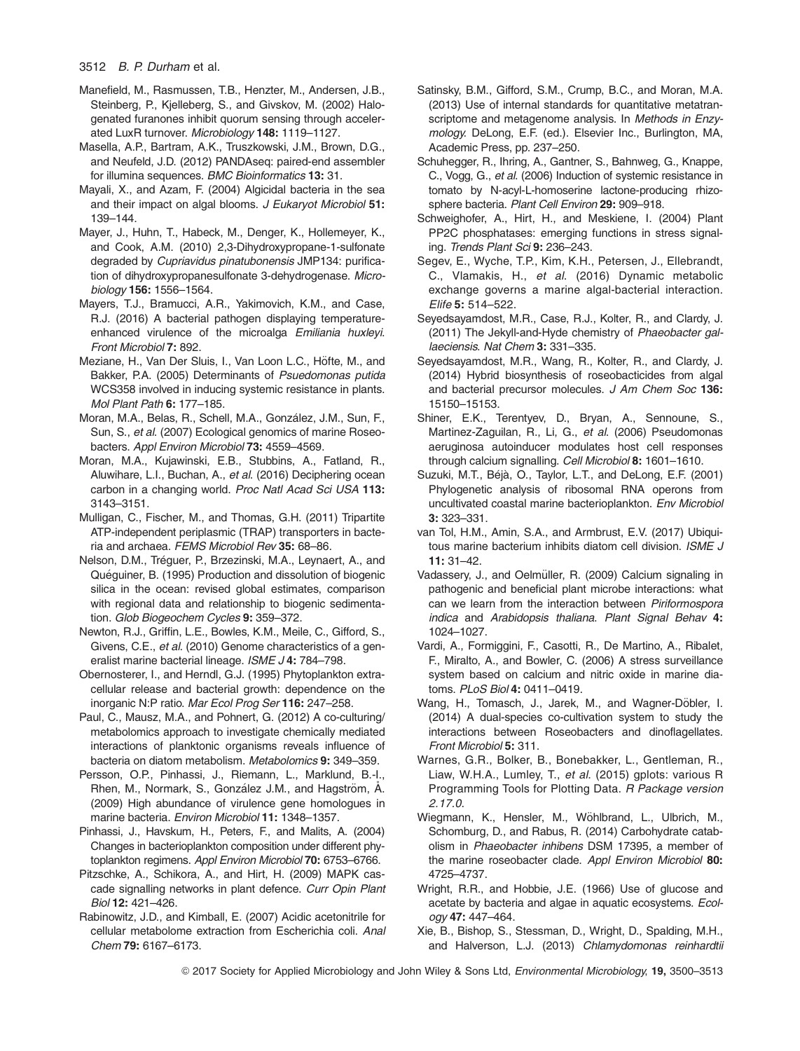Manefield, M., Rasmussen, T.B., Henzter, M., Andersen, J.B., Steinberg, P., Kjelleberg, S., and Givskov, M. (2002) Halogenated furanones inhibit quorum sensing through accelerated LuxR turnover. *Microbiology* **148:** 1119–1127.

Masella, A.P., Bartram, A.K., Truszkowski, J.M., Brown, D.G., and Neufeld, J.D. (2012) PANDAseq: paired-end assembler for illumina sequences. *BMC Bioinformatics* **13:** 31.

Mayali, X., and Azam, F. (2004) Algicidal bacteria in the sea and their impact on algal blooms. *J Eukaryot Microbiol* **51:** 139–144.

Mayer, J., Huhn, T., Habeck, M., Denger, K., Hollemeyer, K., and Cook, A.M. (2010) 2,3-Dihydroxypropane-1-sulfonate degraded by *Cupriavidus pinatubonensis* JMP134: purification of dihydroxypropanesulfonate 3-dehydrogenase. *Microbiology* **156:** 1556–1564.

Mayers, T.J., Bramucci, A.R., Yakimovich, K.M., and Case, R.J. (2016) A bacterial pathogen displaying temperature-enhanced virulence of the microalga *Emiliania huxleyi*. *Front Microbiol* **7:** 892.

Meziane, H., Van Der Sluis, I., Van Loon L.C., Höfte, M., and Bakker, P.A. (2005) Determinants of *Psuedomonas putida* WCS358 involved in inducing systemic resistance in plants. *Mol Plant Path* **6:** 177–185.

Moran, M.A., Belas, R., Schell, M.A., González, J.M., Sun, F., Sun, S., *et al.* (2007) Ecological genomics of marine Roseobacters. *Appl Environ Microbiol* **73:** 4559–4569.

Moran, M.A., Kujawinski, E.B., Stubbins, A., Fatland, R., Aluwihare, L.I., Buchan, A., *et al.* (2016) Deciphering ocean carbon in a changing world. *Proc Natl Acad Sci USA* **113:** 3143–3151.

Mulligan, C., Fischer, M., and Thomas, G.H. (2011) Tripartite ATP-independent periplasmic (TRAP) transporters in bacteria and archaea. *FEMS Microbiol Rev* **35:** 68–86.

Nelson, D.M., Tréguer, P., Brzezinski, M.A., Leynaert, A., and Quéguiner, B. (1995) Production and dissolution of biogenic silica in the ocean: revised global estimates, comparison with regional data and relationship to biogenic sedimentation. *Glob Biogeochem Cycles* **9:** 359–372.

Newton, R.J., Griffin, L.E., Bowles, K.M., Meile, C., Gifford, S., Givens, C.E., *et al.* (2010) Genome characteristics of a generalist marine bacterial lineage. *ISME J* **4:** 784–798.

Obernosterer, I., and Herndl, G.J. (1995) Phytoplankton extracellular release and bacterial growth: dependence on the inorganic N:P ratio. *Mar Ecol Prog Ser* **116:** 247–258.

Paul, C., Mausz, M.A., and Pohnert, G. (2012) A co-culturing/metabolomics approach to investigate chemically mediated interactions of planktonic organisms reveals influence of bacteria on diatom metabolism. *Metabolomics* **9:** 349–359.

Persson, O.P., Pinhassi, J., Riemann, L., Marklund, B.-I., Rhen, M., Normark, S., González J.M., and Hagström, Å. (2009) High abundance of virulence gene homologues in marine bacteria. *Environ Microbiol* **11:** 1348–1357.

Pinhassi, J., Havskum, H., Peters, F., and Malits, A. (2004) Changes in bacterioplankton composition under different phytoplankton regimens. *Appl Environ Microbiol* **70:** 6753–6766.

Pitzschke, A., Schikora, A., and Hirt, H. (2009) MAPK cascade signalling networks in plant defence. *Curr Opin Plant Biol* **12:** 421–426.

Rabinowitz, J.D., and Kimball, E. (2007) Acidic acetonitrile for cellular metabolome extraction from Escherichia coli. *Anal Chem* **79:** 6167–6173.

Satinsky, B.M., Gifford, S.M., Crump, B.C., and Moran, M.A. (2013) Use of internal standards for quantitative metatranscriptome and metagenome analysis. In *Methods in Enzymology*. DeLong, E.F. (ed.). Elsevier Inc., Burlington, MA, Academic Press, pp. 237–250.

Schuhegger, R., Ihring, A., Gantner, S., Bahnweg, G., Knappe, C., Vogg, G., *et al.* (2006) Induction of systemic resistance in tomato by N-acyl-L-homoserine lactone-producing rhizosphere bacteria. *Plant Cell Environ* **29:** 909–918.

Schweighofer, A., Hirt, H., and Meskiene, I. (2004) Plant PP2C phosphatases: emerging functions in stress signaling. *Trends Plant Sci* **9:** 236–243.

Segev, E., Wyche, T.P., Kim, K.H., Petersen, J., Ellebrandt, C., Vlamakis, H., *et al.* (2016) Dynamic metabolic exchange governs a marine algal-bacterial interaction. *Elife* **5:** 514–522.

Seyedsayamdost, M.R., Case, R.J., Kolter, R., and Clardy, J. (2011) The Jekyll-and-Hyde chemistry of *Phaeobacter gallaeciensis*. *Nat Chem* **3:** 331–335.

Seyedsayamdost, M.R., Wang, R., Kolter, R., and Clardy, J. (2014) Hybrid biosynthesis of roseobacticides from algal and bacterial precursor molecules. *J Am Chem Soc* **136:** 15150–15153.

Shiner, E.K., Terentyev, D., Bryan, A., Sennoune, S., Martinez-Zaguilan, R., Li, G., *et al.* (2006) Pseudomonas aeruginosa autoinducer modulates host cell responses through calcium signalling. *Cell Microbiol* **8:** 1601–1610.

Suzuki, M.T., Béjà, O., Taylor, L.T., and DeLong, E.F. (2001) Phylogenetic analysis of ribosomal RNA operons from uncultivated coastal marine bacterioplankton. *Env Microbiol* **3:** 323–331.

van Tol, H.M., Amin, S.A., and Armbrust, E.V. (2017) Ubiquitous marine bacterium inhibits diatom cell division. *ISME J* **11:** 31–42.

Vadassery, J., and Oelmüller, R. (2009) Calcium signaling in pathogenic and beneficial plant microbe interactions: what can we learn from the interaction between *Piriformospora indica* and *Arabidopsis thaliana*. *Plant Signal Behav* **4:** 1024–1027.

Vardi, A., Formiggini, F., Casotti, R., De Martino, A., Ribalet, F., Miralto, A., and Bowler, C. (2006) A stress surveillance system based on calcium and nitric oxide in marine diatoms. *PLoS Biol* **4:** 0411–0419.

Wang, H., Tomasch, J., Jarek, M., and Wagner-Döbler, I. (2014) A dual-species co-cultivation system to study the interactions between Roseobacters and dinoflagellates. *Front Microbiol* **5:** 311.

Warnes, G.R., Bolker, B., Bonebakker, L., Gentleman, R., Liaw, W.H.A., Lumley, T., *et al.* (2015) gplots: various R Programming Tools for Plotting Data. *R Package version 2.17.0*.

Wiegmann, K., Hensler, M., Wöhlbrand, L., Ulbrich, M., Schomburg, D., and Rabus, R. (2014) Carbohydrate catabolism in *Phaeobacter inhibens* DSM 17395, a member of the marine roseobacter clade. *Appl Environ Microbiol* **80:** 4725–4737.

Wright, R.R., and Hobbie, J.E. (1966) Use of glucose and acetate by bacteria and algae in aquatic ecosystems. *Ecology* **47:** 447–464.

Xie, B., Bishop, S., Stessman, D., Wright, D., Spalding, M.H., and Halverson, L.J. (2013) *Chlamydomonas reinhardtii*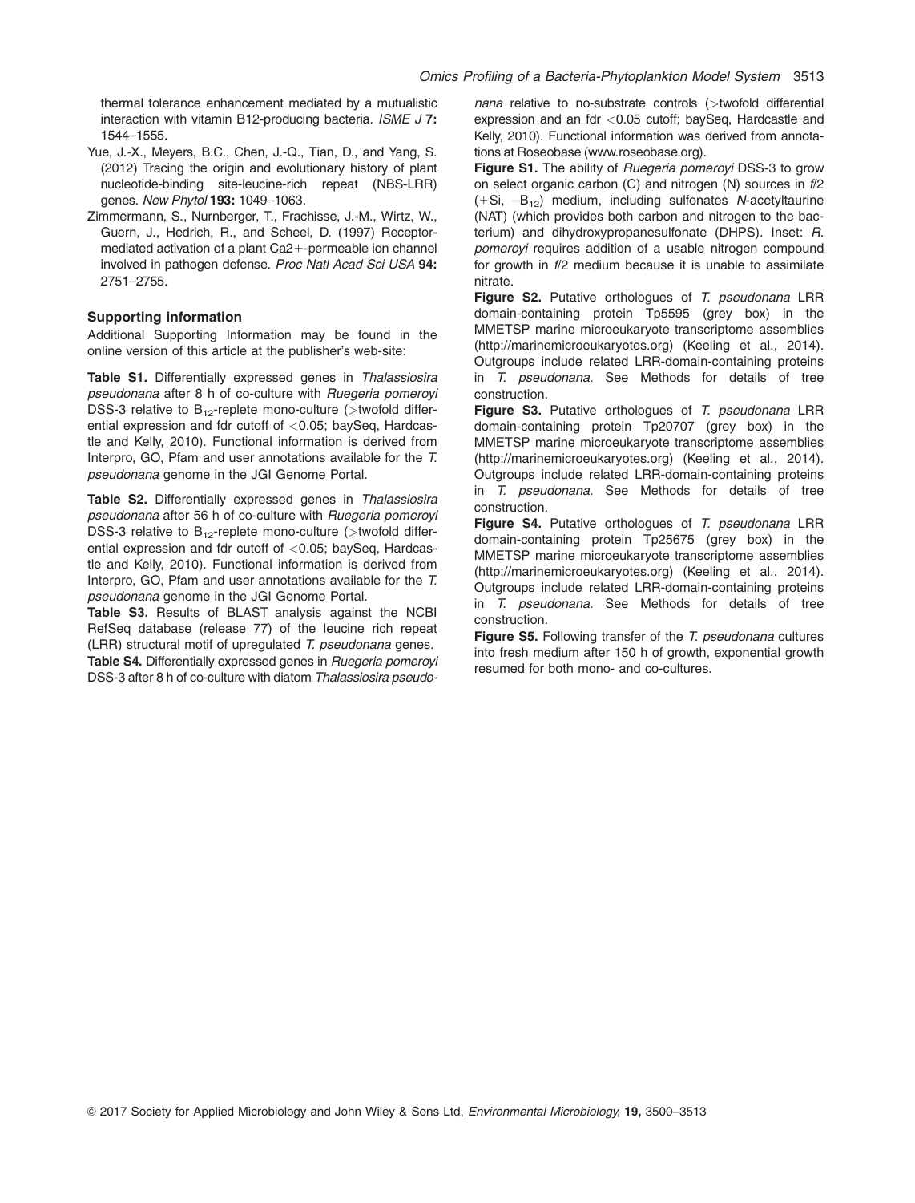thermal tolerance enhancement mediated by a mutualistic interaction with vitamin B12-producing bacteria. *ISME J* **7:** 1544–1555.

Yue, J.-X., Meyers, B.C., Chen, J.-Q., Tian, D., and Yang, S. (2012) Tracing the origin and evolutionary history of plant nucleotide-binding site-leucine-rich repeat (NBS-LRR) genes. *New Phytol* **193:** 1049–1063.

Zimmermann, S., Nurnberger, T., Frachisse, J.-M., Wirtz, W., Guern, J., Hedrich, R., and Scheel, D. (1997) Receptor-mediated activation of a plant Ca2+-permeable ion channel involved in pathogen defense. *Proc Natl Acad Sci USA* **94:** 2751–2755.

### Supporting information

Additional Supporting Information may be found in the online version of this article at the publisher's web-site:

**Table S1.** Differentially expressed genes in *Thalassiosira pseudonana* after 8 h of co-culture with *Ruegeria pomeroyi* DSS-3 relative to $B_{12}$-replete mono-culture (>twofold differential expression and fdr cutoff of <0.05; baySeq, Hardcastle and Kelly, 2010). Functional information is derived from Interpro, GO, Pfam and user annotations available for the *T. pseudonana* genome in the JGI Genome Portal.

**Table S2.** Differentially expressed genes in *Thalassiosira pseudonana* after 56 h of co-culture with *Ruegeria pomeroyi* DSS-3 relative to $B_{12}$-replete mono-culture (>twofold differential expression and fdr cutoff of <0.05; baySeq, Hardcastle and Kelly, 2010). Functional information is derived from Interpro, GO, Pfam and user annotations available for the *T. pseudonana* genome in the JGI Genome Portal.

**Table S3.** Results of BLAST analysis against the NCBI RefSeq database (release 77) of the leucine rich repeat (LRR) structural motif of upregulated *T. pseudonana* genes.

**Table S4.** Differentially expressed genes in *Ruegeria pomeroyi* DSS-3 after 8 h of co-culture with diatom *Thalassiosira pseudonana* relative to no-substrate controls (>twofold differential expression and an fdr <0.05 cutoff; baySeq, Hardcastle and Kelly, 2010). Functional information was derived from annotations at Roseobase (www.roseobase.org).

**Figure S1.** The ability of *Ruegeria pomeroyi* DSS-3 to grow on select organic carbon (C) and nitrogen (N) sources in f/2 (+Si, $-B_{12}$) medium, including sulfonates *N*-acetyltaurine (NAT) (which provides both carbon and nitrogen to the bacterium) and dihydroxypropanesulfonate (DHPS). Inset: *R. pomeroyi* requires addition of a usable nitrogen compound for growth in f/2 medium because it is unable to assimilate nitrate.

**Figure S2.** Putative orthologues of *T. pseudonana* LRR domain-containing protein Tp5595 (grey box) in the MMETSP marine microeukaryote transcriptome assemblies (http://marinemicroeukaryotes.org) (Keeling et al., 2014). Outgroups include related LRR-domain-containing proteins in *T. pseudonana*. See Methods for details of tree construction.

**Figure S3.** Putative orthologues of *T. pseudonana* LRR domain-containing protein Tp20707 (grey box) in the MMETSP marine microeukaryote transcriptome assemblies (http://marinemicroeukaryotes.org) (Keeling et al., 2014). Outgroups include related LRR-domain-containing proteins in *T. pseudonana*. See Methods for details of tree construction.

**Figure S4.** Putative orthologues of *T. pseudonana* LRR domain-containing protein Tp25675 (grey box) in the MMETSP marine microeukaryote transcriptome assemblies (http://marinemicroeukaryotes.org) (Keeling et al., 2014). Outgroups include related LRR-domain-containing proteins in *T. pseudonana*. See Methods for details of tree construction.

**Figure S5.** Following transfer of the *T. pseudonana* cultures into fresh medium after 150 h of growth, exponential growth resumed for both mono- and co-cultures.